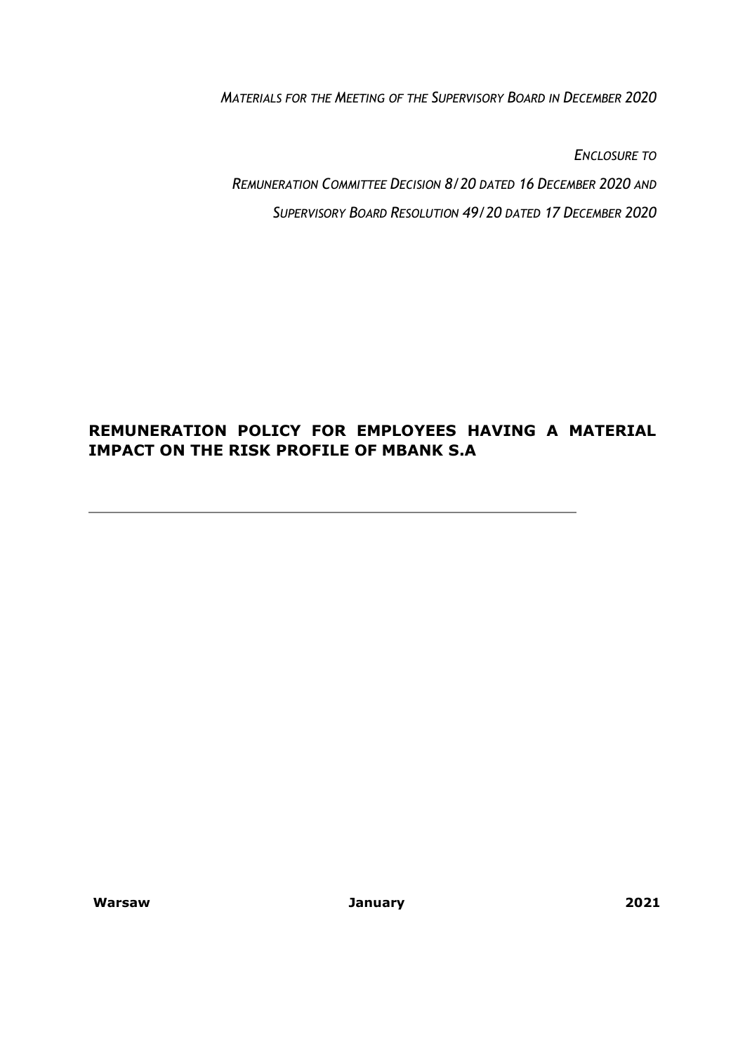*MATERIALS FOR THE MEETING OF THE SUPERVISORY BOARD IN DECEMBER 2020*

*ENCLOSURE TO*

*REMUNERATION COMMITTEE DECISION 8/20 DATED 16 DECEMBER 2020 AND*

*SUPERVISORY BOARD RESOLUTION 49/20 DATED 17 DECEMBER 2020*

# REMUNERATION POLICY FOR EMPLOYEES HAVING A MATERIAL IMPACT ON THE RISK PROFILE OF MBANK S.A

---

**Warsaw** **January** **2021**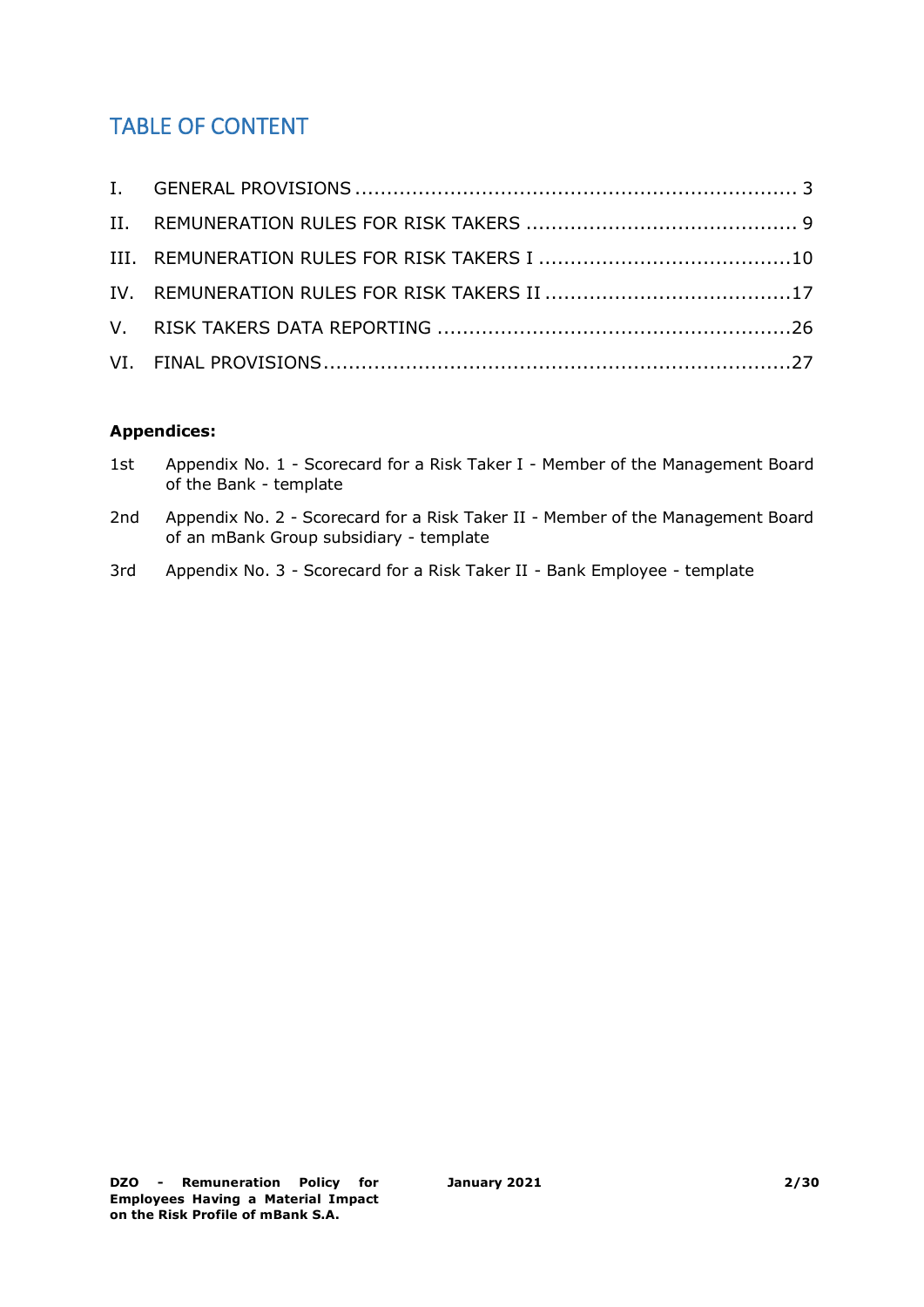# TABLE OF CONTENT

I. GENERAL PROVISIONS ..................................................................... 3

II. REMUNERATION RULES FOR RISK TAKERS ........................................ 9

III. REMUNERATION RULES FOR RISK TAKERS I ......................................10

IV. REMUNERATION RULES FOR RISK TAKERS II .....................................17

V. RISK TAKERS DATA REPORTING .......................................................26

VI. FINAL PROVISIONS.........................................................................27

**Appendices:**

1st Appendix No. 1 - Scorecard for a Risk Taker I - Member of the Management Board of the Bank - template

2nd Appendix No. 2 - Scorecard for a Risk Taker II - Member of the Management Board of an mBank Group subsidiary - template

3rd Appendix No. 3 - Scorecard for a Risk Taker II - Bank Employee - template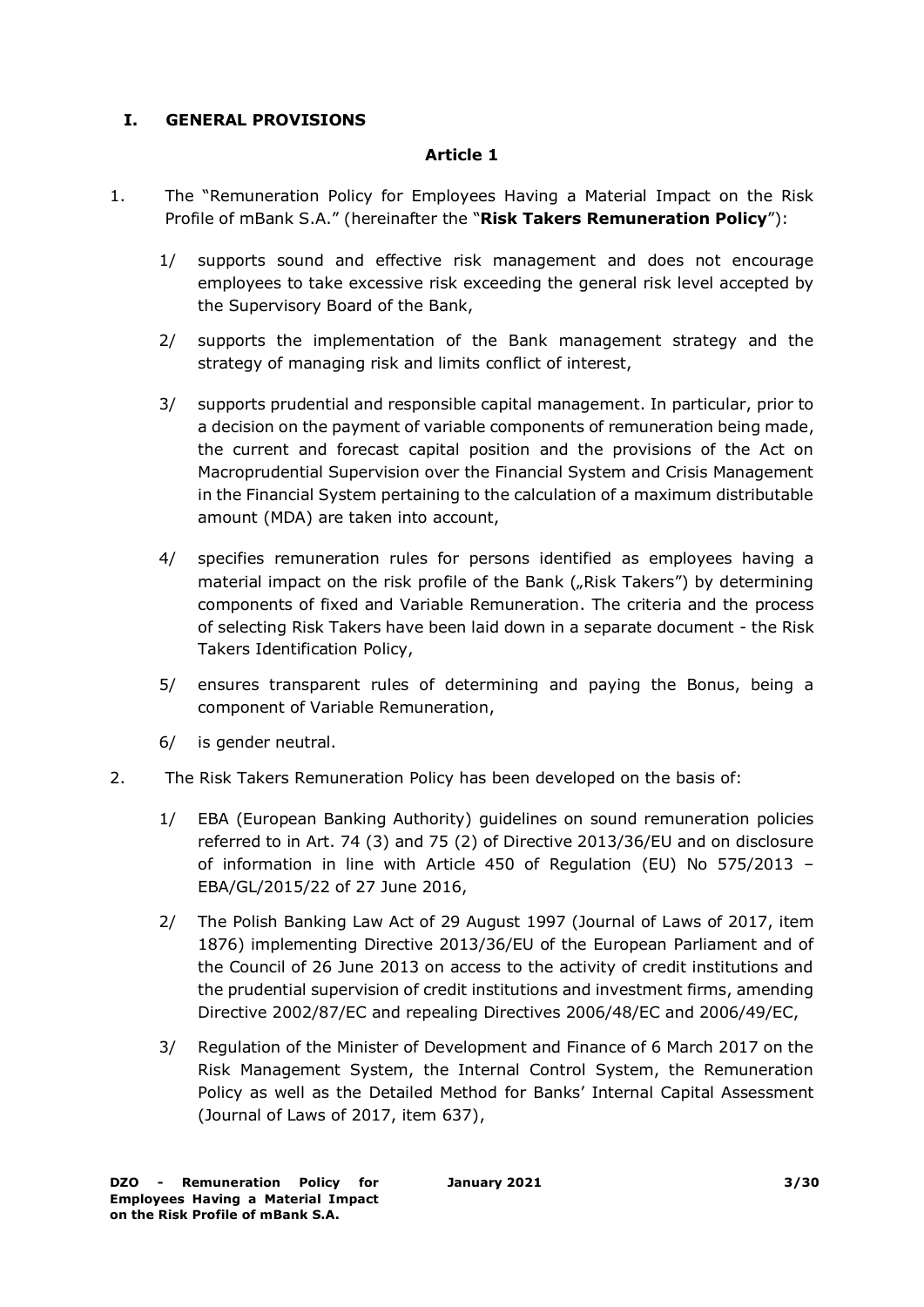## I. GENERAL PROVISIONS

### Article 1

1. The "Remuneration Policy for Employees Having a Material Impact on the Risk Profile of mBank S.A." (hereinafter the "**Risk Takers Remuneration Policy**"):

   1/ supports sound and effective risk management and does not encourage employees to take excessive risk exceeding the general risk level accepted by the Supervisory Board of the Bank,

   2/ supports the implementation of the Bank management strategy and the strategy of managing risk and limits conflict of interest,

   3/ supports prudential and responsible capital management. In particular, prior to a decision on the payment of variable components of remuneration being made, the current and forecast capital position and the provisions of the Act on Macroprudential Supervision over the Financial System and Crisis Management in the Financial System pertaining to the calculation of a maximum distributable amount (MDA) are taken into account,

   4/ specifies remuneration rules for persons identified as employees having a material impact on the risk profile of the Bank („Risk Takers") by determining components of fixed and Variable Remuneration. The criteria and the process of selecting Risk Takers have been laid down in a separate document - the Risk Takers Identification Policy,

   5/ ensures transparent rules of determining and paying the Bonus, being a component of Variable Remuneration,

   6/ is gender neutral.

2. The Risk Takers Remuneration Policy has been developed on the basis of:

   1/ EBA (European Banking Authority) guidelines on sound remuneration policies referred to in Art. 74 (3) and 75 (2) of Directive 2013/36/EU and on disclosure of information in line with Article 450 of Regulation (EU) No 575/2013 – EBA/GL/2015/22 of 27 June 2016,

   2/ The Polish Banking Law Act of 29 August 1997 (Journal of Laws of 2017, item 1876) implementing Directive 2013/36/EU of the European Parliament and of the Council of 26 June 2013 on access to the activity of credit institutions and the prudential supervision of credit institutions and investment firms, amending Directive 2002/87/EC and repealing Directives 2006/48/EC and 2006/49/EC,

   3/ Regulation of the Minister of Development and Finance of 6 March 2017 on the Risk Management System, the Internal Control System, the Remuneration Policy as well as the Detailed Method for Banks' Internal Capital Assessment (Journal of Laws of 2017, item 637),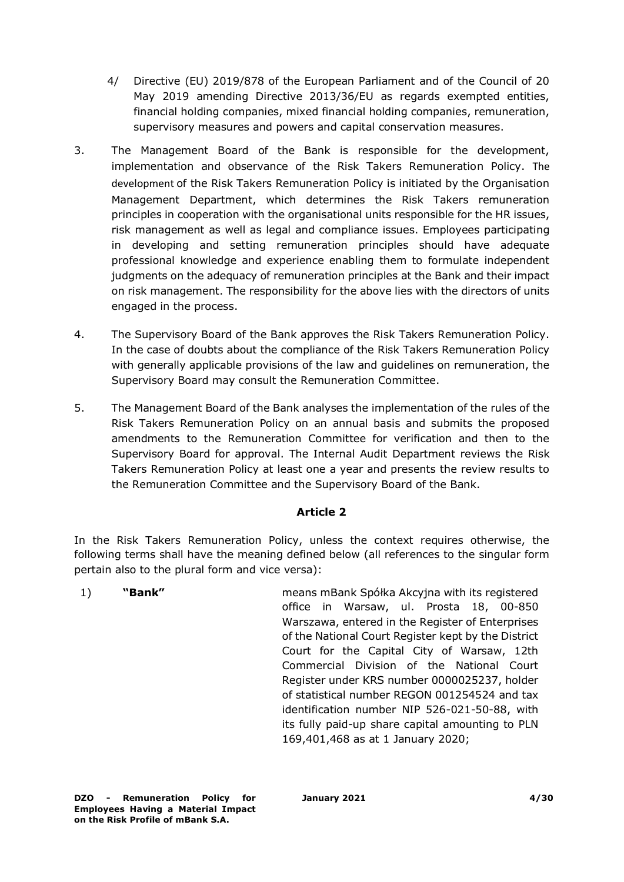4/ Directive (EU) 2019/878 of the European Parliament and of the Council of 20 May 2019 amending Directive 2013/36/EU as regards exempted entities, financial holding companies, mixed financial holding companies, remuneration, supervisory measures and powers and capital conservation measures.

3. The Management Board of the Bank is responsible for the development, implementation and observance of the Risk Takers Remuneration Policy. The development of the Risk Takers Remuneration Policy is initiated by the Organisation Management Department, which determines the Risk Takers remuneration principles in cooperation with the organisational units responsible for the HR issues, risk management as well as legal and compliance issues. Employees participating in developing and setting remuneration principles should have adequate professional knowledge and experience enabling them to formulate independent judgments on the adequacy of remuneration principles at the Bank and their impact on risk management. The responsibility for the above lies with the directors of units engaged in the process.

4. The Supervisory Board of the Bank approves the Risk Takers Remuneration Policy. In the case of doubts about the compliance of the Risk Takers Remuneration Policy with generally applicable provisions of the law and guidelines on remuneration, the Supervisory Board may consult the Remuneration Committee.

5. The Management Board of the Bank analyses the implementation of the rules of the Risk Takers Remuneration Policy on an annual basis and submits the proposed amendments to the Remuneration Committee for verification and then to the Supervisory Board for approval. The Internal Audit Department reviews the Risk Takers Remuneration Policy at least one a year and presents the review results to the Remuneration Committee and the Supervisory Board of the Bank.

### Article 2

In the Risk Takers Remuneration Policy, unless the context requires otherwise, the following terms shall have the meaning defined below (all references to the singular form pertain also to the plural form and vice versa):

1) **"Bank"** means mBank Spółka Akcyjna with its registered office in Warsaw, ul. Prosta 18, 00-850 Warszawa, entered in the Register of Enterprises of the National Court Register kept by the District Court for the Capital City of Warsaw, 12th Commercial Division of the National Court Register under KRS number 0000025237, holder of statistical number REGON 001254524 and tax identification number NIP 526-021-50-88, with its fully paid-up share capital amounting to PLN 169,401,468 as at 1 January 2020;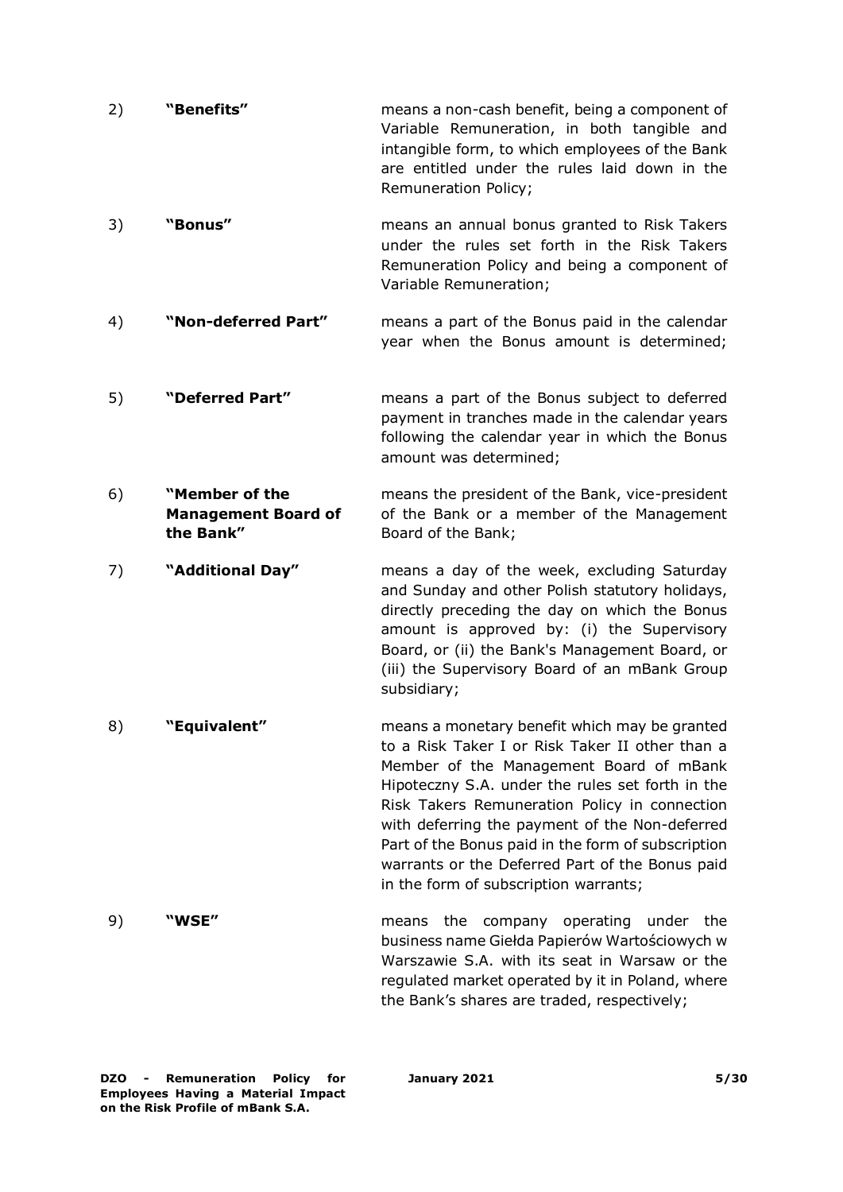2) **"Benefits"** means a non-cash benefit, being a component of Variable Remuneration, in both tangible and intangible form, to which employees of the Bank are entitled under the rules laid down in the Remuneration Policy;

3) **"Bonus"** means an annual bonus granted to Risk Takers under the rules set forth in the Risk Takers Remuneration Policy and being a component of Variable Remuneration;

4) **"Non-deferred Part"** means a part of the Bonus paid in the calendar year when the Bonus amount is determined;

5) **"Deferred Part"** means a part of the Bonus subject to deferred payment in tranches made in the calendar years following the calendar year in which the Bonus amount was determined;

6) **"Member of the Management Board of the Bank"** means the president of the Bank, vice-president of the Bank or a member of the Management Board of the Bank;

7) **"Additional Day"** means a day of the week, excluding Saturday and Sunday and other Polish statutory holidays, directly preceding the day on which the Bonus amount is approved by: (i) the Supervisory Board, or (ii) the Bank's Management Board, or (iii) the Supervisory Board of an mBank Group subsidiary;

8) **"Equivalent"** means a monetary benefit which may be granted to a Risk Taker I or Risk Taker II other than a Member of the Management Board of mBank Hipoteczny S.A. under the rules set forth in the Risk Takers Remuneration Policy in connection with deferring the payment of the Non-deferred Part of the Bonus paid in the form of subscription warrants or the Deferred Part of the Bonus paid in the form of subscription warrants;

9) **"WSE"** means the company operating under the business name Giełda Papierów Wartościowych w Warszawie S.A. with its seat in Warsaw or the regulated market operated by it in Poland, where the Bank's shares are traded, respectively;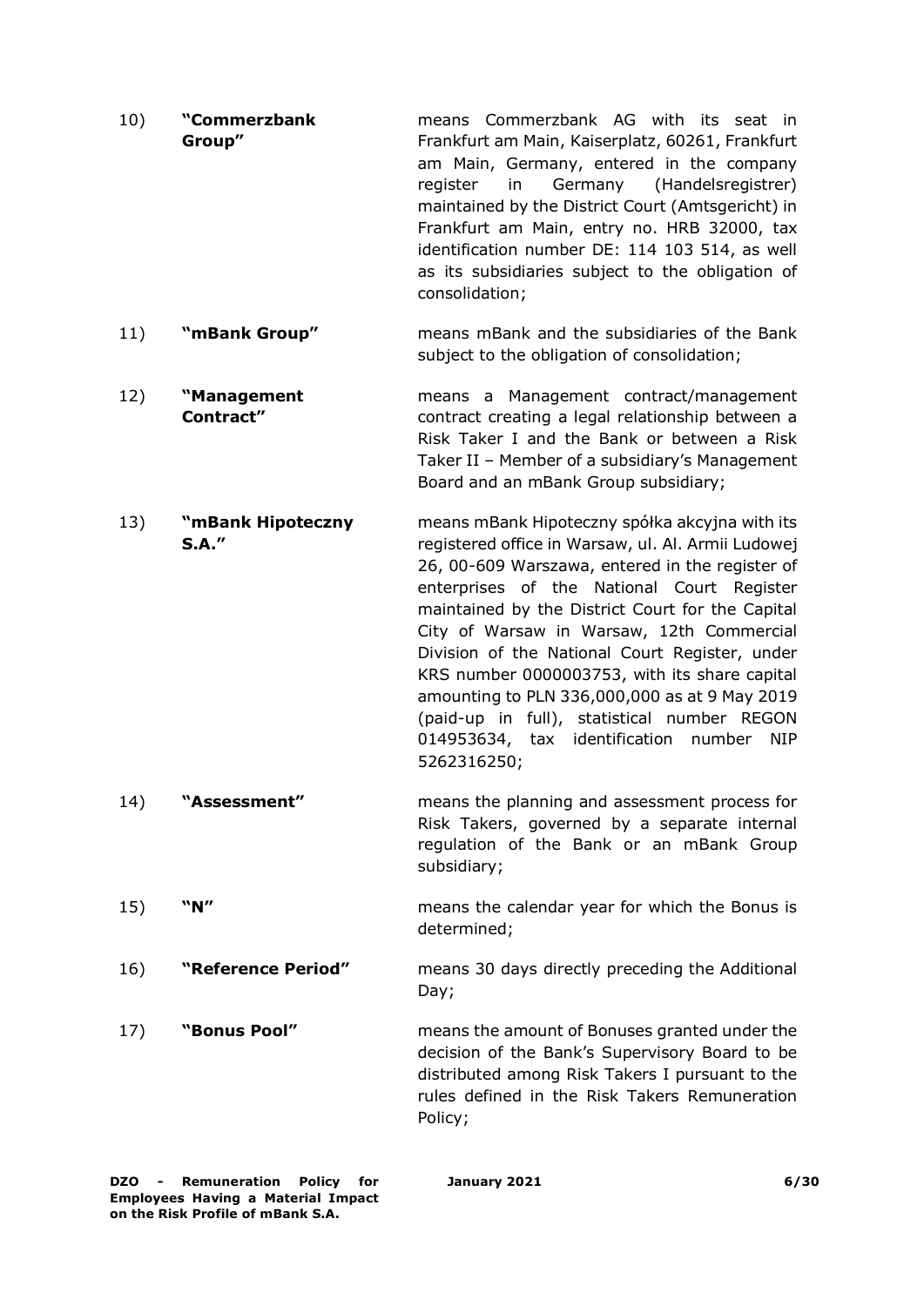10) **"Commerzbank Group"** means Commerzbank AG with its seat in Frankfurt am Main, Kaiserplatz, 60261, Frankfurt am Main, Germany, entered in the company register in Germany (Handelsregistrer) maintained by the District Court (Amtsgericht) in Frankfurt am Main, entry no. HRB 32000, tax identification number DE: 114 103 514, as well as its subsidiaries subject to the obligation of consolidation;

11) **"mBank Group"** means mBank and the subsidiaries of the Bank subject to the obligation of consolidation;

12) **"Management Contract"** means a Management contract/management contract creating a legal relationship between a Risk Taker I and the Bank or between a Risk Taker II – Member of a subsidiary's Management Board and an mBank Group subsidiary;

13) **"mBank Hipoteczny S.A."** means mBank Hipoteczny spółka akcyjna with its registered office in Warsaw, ul. Al. Armii Ludowej 26, 00-609 Warszawa, entered in the register of enterprises of the National Court Register maintained by the District Court for the Capital City of Warsaw in Warsaw, 12th Commercial Division of the National Court Register, under KRS number 0000003753, with its share capital amounting to PLN 336,000,000 as at 9 May 2019 (paid-up in full), statistical number REGON 014953634, tax identification number NIP 5262316250;

14) **"Assessment"** means the planning and assessment process for Risk Takers, governed by a separate internal regulation of the Bank or an mBank Group subsidiary;

15) **"N"** means the calendar year for which the Bonus is determined;

16) **"Reference Period"** means 30 days directly preceding the Additional Day;

17) **"Bonus Pool"** means the amount of Bonuses granted under the decision of the Bank's Supervisory Board to be distributed among Risk Takers I pursuant to the rules defined in the Risk Takers Remuneration Policy;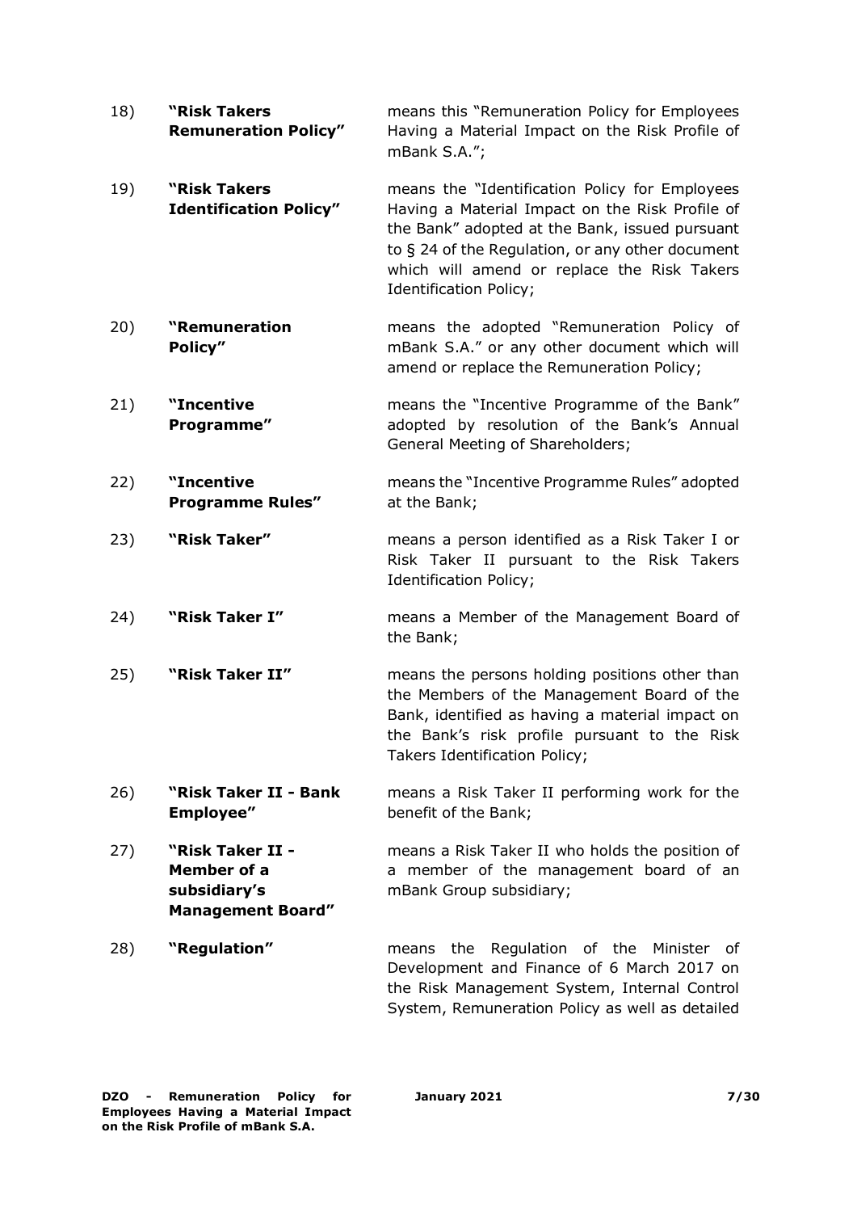| | | |
|---|---|---|
| 18) | **"Risk Takers Remuneration Policy"** | means this "Remuneration Policy for Employees Having a Material Impact on the Risk Profile of mBank S.A."; |
| 19) | **"Risk Takers Identification Policy"** | means the "Identification Policy for Employees Having a Material Impact on the Risk Profile of the Bank" adopted at the Bank, issued pursuant to § 24 of the Regulation, or any other document which will amend or replace the Risk Takers Identification Policy; |
| 20) | **"Remuneration Policy"** | means the adopted "Remuneration Policy of mBank S.A." or any other document which will amend or replace the Remuneration Policy; |
| 21) | **"Incentive Programme"** | means the "Incentive Programme of the Bank" adopted by resolution of the Bank's Annual General Meeting of Shareholders; |
| 22) | **"Incentive Programme Rules"** | means the "Incentive Programme Rules" adopted at the Bank; |
| 23) | **"Risk Taker"** | means a person identified as a Risk Taker I or Risk Taker II pursuant to the Risk Takers Identification Policy; |
| 24) | **"Risk Taker I"** | means a Member of the Management Board of the Bank; |
| 25) | **"Risk Taker II"** | means the persons holding positions other than the Members of the Management Board of the Bank, identified as having a material impact on the Bank's risk profile pursuant to the Risk Takers Identification Policy; |
| 26) | **"Risk Taker II - Bank Employee"** | means a Risk Taker II performing work for the benefit of the Bank; |
| 27) | **"Risk Taker II - Member of a subsidiary's Management Board"** | means a Risk Taker II who holds the position of a member of the management board of an mBank Group subsidiary; |
| 28) | **"Regulation"** | means the Regulation of the Minister of Development and Finance of 6 March 2017 on the Risk Management System, Internal Control System, Remuneration Policy as well as detailed |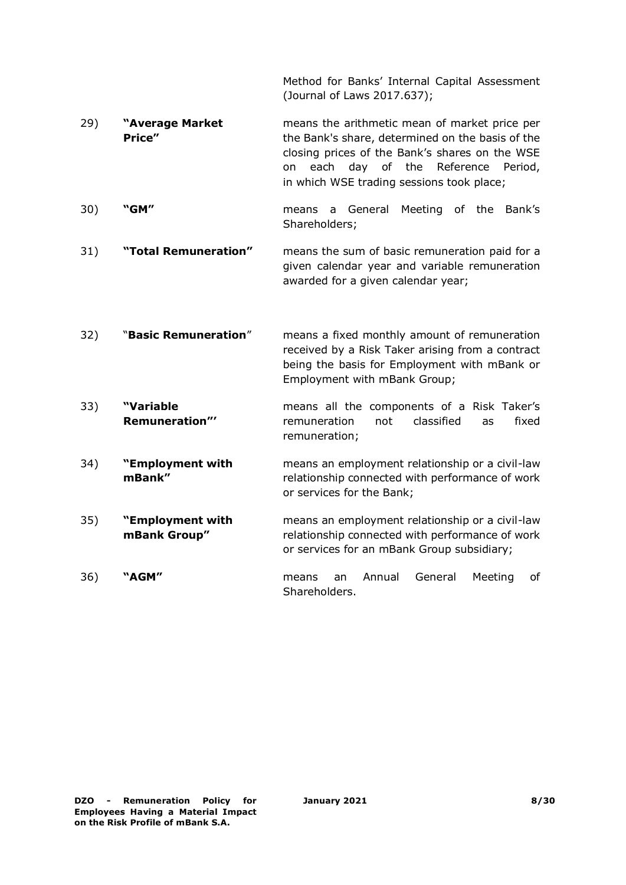Method for Banks' Internal Capital Assessment (Journal of Laws 2017.637);

| | | |
|---|---|---|
| 29) | **"Average Market Price"** | means the arithmetic mean of market price per the Bank's share, determined on the basis of the closing prices of the Bank's shares on the WSE on each day of the Reference Period, in which WSE trading sessions took place; |
| 30) | **"GM"** | means a General Meeting of the Bank's Shareholders; |
| 31) | **"Total Remuneration"** | means the sum of basic remuneration paid for a given calendar year and variable remuneration awarded for a given calendar year; |
| 32) | "**Basic Remuneration**" | means a fixed monthly amount of remuneration received by a Risk Taker arising from a contract being the basis for Employment with mBank or Employment with mBank Group; |
| 33) | **"Variable Remuneration"'** | means all the components of a Risk Taker's remuneration not classified as fixed remuneration; |
| 34) | **"Employment with mBank"** | means an employment relationship or a civil-law relationship connected with performance of work or services for the Bank; |
| 35) | **"Employment with mBank Group"** | means an employment relationship or a civil-law relationship connected with performance of work or services for an mBank Group subsidiary; |
| 36) | **"AGM"** | means an Annual General Meeting of Shareholders. |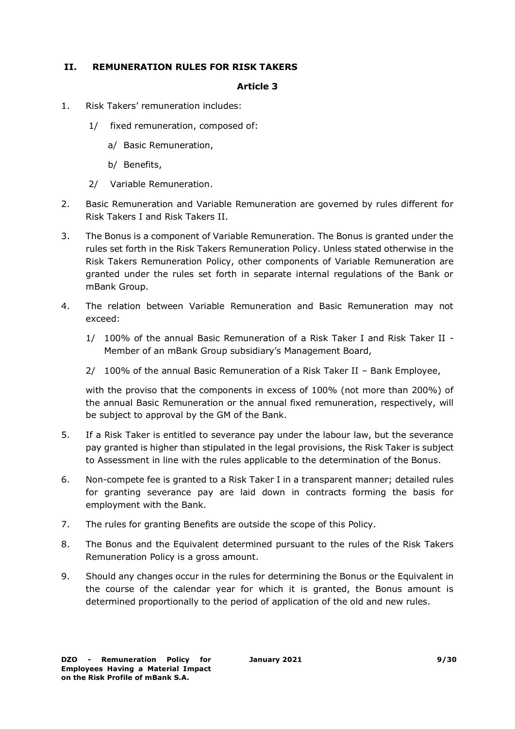## II. REMUNERATION RULES FOR RISK TAKERS

### Article 3

1. Risk Takers' remuneration includes:

   1/ fixed remuneration, composed of:

      a/ Basic Remuneration,

      b/ Benefits,

   2/ Variable Remuneration.

2. Basic Remuneration and Variable Remuneration are governed by rules different for Risk Takers I and Risk Takers II.

3. The Bonus is a component of Variable Remuneration. The Bonus is granted under the rules set forth in the Risk Takers Remuneration Policy. Unless stated otherwise in the Risk Takers Remuneration Policy, other components of Variable Remuneration are granted under the rules set forth in separate internal regulations of the Bank or mBank Group.

4. The relation between Variable Remuneration and Basic Remuneration may not exceed:

   1/ 100% of the annual Basic Remuneration of a Risk Taker I and Risk Taker II - Member of an mBank Group subsidiary's Management Board,

   2/ 100% of the annual Basic Remuneration of a Risk Taker II – Bank Employee,

   with the proviso that the components in excess of 100% (not more than 200%) of the annual Basic Remuneration or the annual fixed remuneration, respectively, will be subject to approval by the GM of the Bank.

5. If a Risk Taker is entitled to severance pay under the labour law, but the severance pay granted is higher than stipulated in the legal provisions, the Risk Taker is subject to Assessment in line with the rules applicable to the determination of the Bonus.

6. Non-compete fee is granted to a Risk Taker I in a transparent manner; detailed rules for granting severance pay are laid down in contracts forming the basis for employment with the Bank.

7. The rules for granting Benefits are outside the scope of this Policy.

8. The Bonus and the Equivalent determined pursuant to the rules of the Risk Takers Remuneration Policy is a gross amount.

9. Should any changes occur in the rules for determining the Bonus or the Equivalent in the course of the calendar year for which it is granted, the Bonus amount is determined proportionally to the period of application of the old and new rules.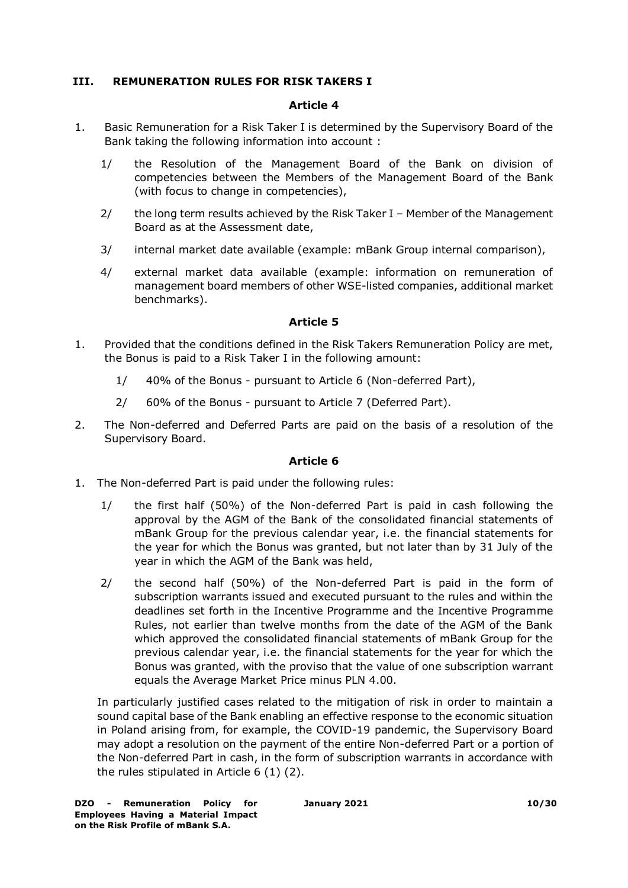## III. REMUNERATION RULES FOR RISK TAKERS I

### Article 4

1. Basic Remuneration for a Risk Taker I is determined by the Supervisory Board of the Bank taking the following information into account :

   1/ the Resolution of the Management Board of the Bank on division of competencies between the Members of the Management Board of the Bank (with focus to change in competencies),

   2/ the long term results achieved by the Risk Taker I – Member of the Management Board as at the Assessment date,

   3/ internal market date available (example: mBank Group internal comparison),

   4/ external market data available (example: information on remuneration of management board members of other WSE-listed companies, additional market benchmarks).

### Article 5

1. Provided that the conditions defined in the Risk Takers Remuneration Policy are met, the Bonus is paid to a Risk Taker I in the following amount:

   1/ 40% of the Bonus - pursuant to Article 6 (Non-deferred Part),

   2/ 60% of the Bonus - pursuant to Article 7 (Deferred Part).

2. The Non-deferred and Deferred Parts are paid on the basis of a resolution of the Supervisory Board.

### Article 6

1. The Non-deferred Part is paid under the following rules:

   1/ the first half (50%) of the Non-deferred Part is paid in cash following the approval by the AGM of the Bank of the consolidated financial statements of mBank Group for the previous calendar year, i.e. the financial statements for the year for which the Bonus was granted, but not later than by 31 July of the year in which the AGM of the Bank was held,

   2/ the second half (50%) of the Non-deferred Part is paid in the form of subscription warrants issued and executed pursuant to the rules and within the deadlines set forth in the Incentive Programme and the Incentive Programme Rules, not earlier than twelve months from the date of the AGM of the Bank which approved the consolidated financial statements of mBank Group for the previous calendar year, i.e. the financial statements for the year for which the Bonus was granted, with the proviso that the value of one subscription warrant equals the Average Market Price minus PLN 4.00.

   In particularly justified cases related to the mitigation of risk in order to maintain a sound capital base of the Bank enabling an effective response to the economic situation in Poland arising from, for example, the COVID-19 pandemic, the Supervisory Board may adopt a resolution on the payment of the entire Non-deferred Part or a portion of the Non-deferred Part in cash, in the form of subscription warrants in accordance with the rules stipulated in Article 6 (1) (2).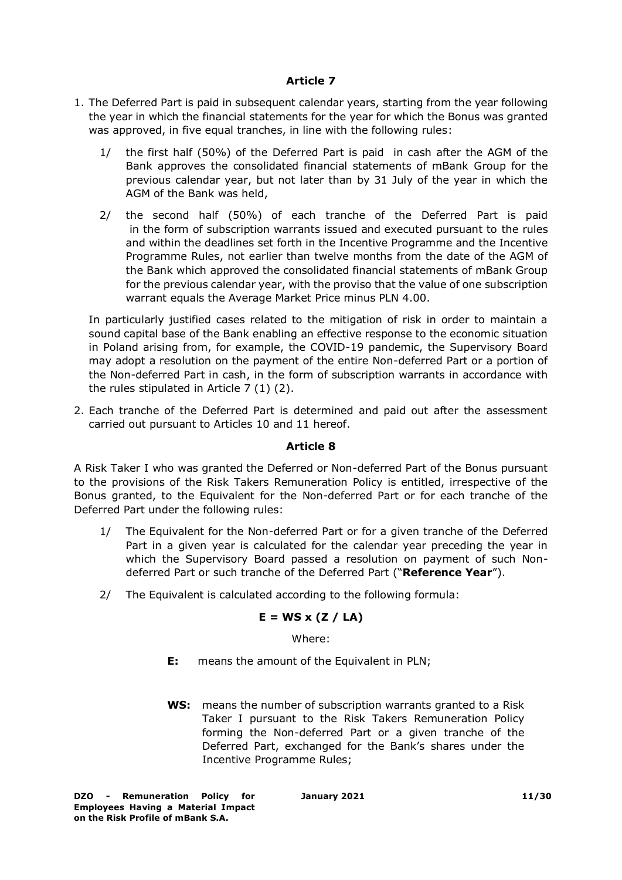## Article 7

1. The Deferred Part is paid in subsequent calendar years, starting from the year following the year in which the financial statements for the year for which the Bonus was granted was approved, in five equal tranches, in line with the following rules:

   1/ the first half (50%) of the Deferred Part is paid in cash after the AGM of the Bank approves the consolidated financial statements of mBank Group for the previous calendar year, but not later than by 31 July of the year in which the AGM of the Bank was held,

   2/ the second half (50%) of each tranche of the Deferred Part is paid in the form of subscription warrants issued and executed pursuant to the rules and within the deadlines set forth in the Incentive Programme and the Incentive Programme Rules, not earlier than twelve months from the date of the AGM of the Bank which approved the consolidated financial statements of mBank Group for the previous calendar year, with the proviso that the value of one subscription warrant equals the Average Market Price minus PLN 4.00.

   In particularly justified cases related to the mitigation of risk in order to maintain a sound capital base of the Bank enabling an effective response to the economic situation in Poland arising from, for example, the COVID-19 pandemic, the Supervisory Board may adopt a resolution on the payment of the entire Non-deferred Part or a portion of the Non-deferred Part in cash, in the form of subscription warrants in accordance with the rules stipulated in Article 7 (1) (2).

2. Each tranche of the Deferred Part is determined and paid out after the assessment carried out pursuant to Articles 10 and 11 hereof.

## Article 8

A Risk Taker I who was granted the Deferred or Non-deferred Part of the Bonus pursuant to the provisions of the Risk Takers Remuneration Policy is entitled, irrespective of the Bonus granted, to the Equivalent for the Non-deferred Part or for each tranche of the Deferred Part under the following rules:

1/ The Equivalent for the Non-deferred Part or for a given tranche of the Deferred Part in a given year is calculated for the calendar year preceding the year in which the Supervisory Board passed a resolution on payment of such Non-deferred Part or such tranche of the Deferred Part ("**Reference Year**").

2/ The Equivalent is calculated according to the following formula:

$$E = WS \times (Z / LA)$$

Where:

**E:** means the amount of the Equivalent in PLN;

**WS:** means the number of subscription warrants granted to a Risk Taker I pursuant to the Risk Takers Remuneration Policy forming the Non-deferred Part or a given tranche of the Deferred Part, exchanged for the Bank's shares under the Incentive Programme Rules;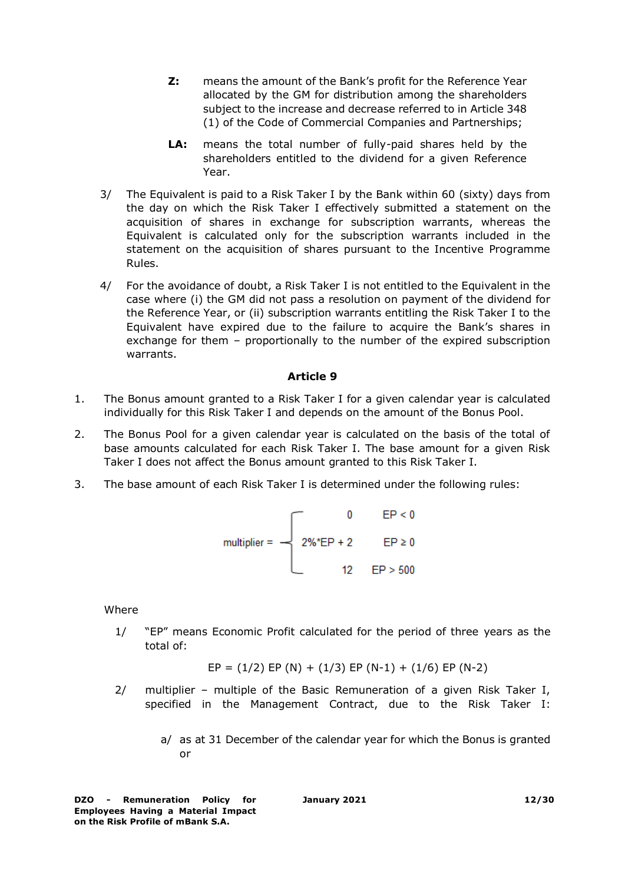**Z:** means the amount of the Bank's profit for the Reference Year allocated by the GM for distribution among the shareholders subject to the increase and decrease referred to in Article 348 (1) of the Code of Commercial Companies and Partnerships;

**LA:** means the total number of fully-paid shares held by the shareholders entitled to the dividend for a given Reference Year.

3/ The Equivalent is paid to a Risk Taker I by the Bank within 60 (sixty) days from the day on which the Risk Taker I effectively submitted a statement on the acquisition of shares in exchange for subscription warrants, whereas the Equivalent is calculated only for the subscription warrants included in the statement on the acquisition of shares pursuant to the Incentive Programme Rules.

4/ For the avoidance of doubt, a Risk Taker I is not entitled to the Equivalent in the case where (i) the GM did not pass a resolution on payment of the dividend for the Reference Year, or (ii) subscription warrants entitling the Risk Taker I to the Equivalent have expired due to the failure to acquire the Bank's shares in exchange for them – proportionally to the number of the expired subscription warrants.

## Article 9

1. The Bonus amount granted to a Risk Taker I for a given calendar year is calculated individually for this Risk Taker I and depends on the amount of the Bonus Pool.
2. The Bonus Pool for a given calendar year is calculated on the basis of the total of base amounts calculated for each Risk Taker I. The base amount for a given Risk Taker I does not affect the Bonus amount granted to this Risk Taker I.
3. The base amount of each Risk Taker I is determined under the following rules:

$$\text{multiplier} = \begin{cases} 0 & EP < 0 \\ 2\% * EP + 2 & EP \geq 0 \\ 12 & EP > 500 \end{cases}$$

Where

1/ "EP" means Economic Profit calculated for the period of three years as the total of:

$$EP = (1/2)\ EP\ (N) + (1/3)\ EP\ (N-1) + (1/6)\ EP\ (N-2)$$

2/ multiplier – multiple of the Basic Remuneration of a given Risk Taker I, specified in the Management Contract, due to the Risk Taker I:

a/ as at 31 December of the calendar year for which the Bonus is granted or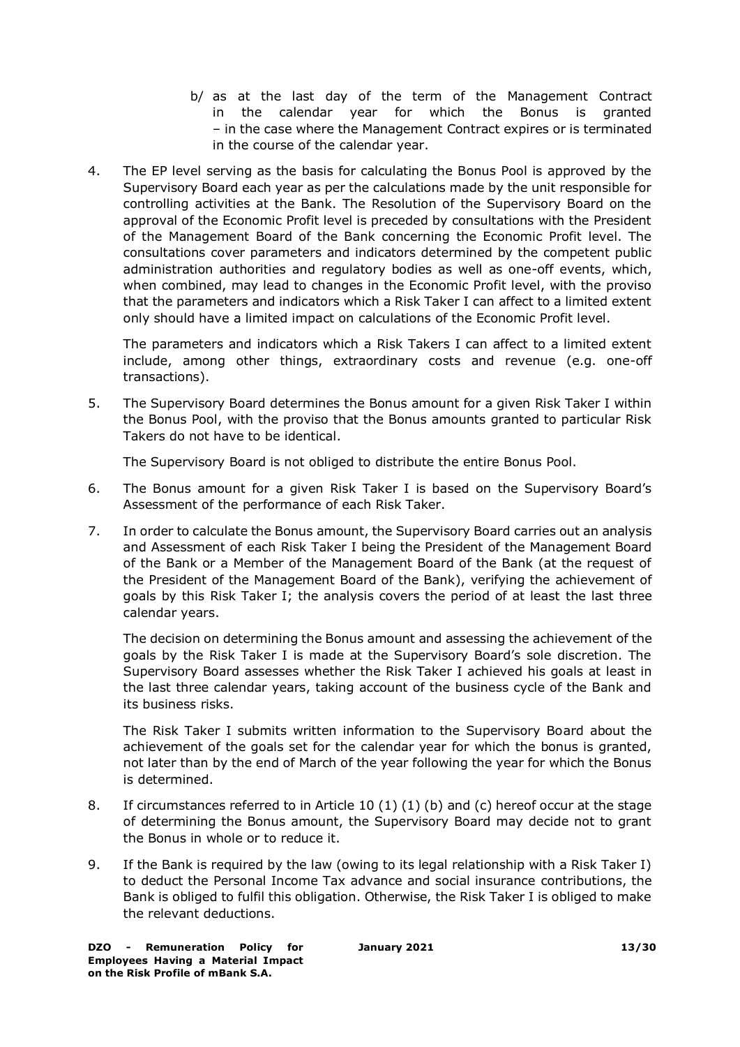b/ as at the last day of the term of the Management Contract in the calendar year for which the Bonus is granted – in the case where the Management Contract expires or is terminated in the course of the calendar year.

4. The EP level serving as the basis for calculating the Bonus Pool is approved by the Supervisory Board each year as per the calculations made by the unit responsible for controlling activities at the Bank. The Resolution of the Supervisory Board on the approval of the Economic Profit level is preceded by consultations with the President of the Management Board of the Bank concerning the Economic Profit level. The consultations cover parameters and indicators determined by the competent public administration authorities and regulatory bodies as well as one-off events, which, when combined, may lead to changes in the Economic Profit level, with the proviso that the parameters and indicators which a Risk Taker I can affect to a limited extent only should have a limited impact on calculations of the Economic Profit level.

   The parameters and indicators which a Risk Takers I can affect to a limited extent include, among other things, extraordinary costs and revenue (e.g. one-off transactions).

5. The Supervisory Board determines the Bonus amount for a given Risk Taker I within the Bonus Pool, with the proviso that the Bonus amounts granted to particular Risk Takers do not have to be identical.

   The Supervisory Board is not obliged to distribute the entire Bonus Pool.

6. The Bonus amount for a given Risk Taker I is based on the Supervisory Board's Assessment of the performance of each Risk Taker.

7. In order to calculate the Bonus amount, the Supervisory Board carries out an analysis and Assessment of each Risk Taker I being the President of the Management Board of the Bank or a Member of the Management Board of the Bank (at the request of the President of the Management Board of the Bank), verifying the achievement of goals by this Risk Taker I; the analysis covers the period of at least the last three calendar years.

   The decision on determining the Bonus amount and assessing the achievement of the goals by the Risk Taker I is made at the Supervisory Board's sole discretion. The Supervisory Board assesses whether the Risk Taker I achieved his goals at least in the last three calendar years, taking account of the business cycle of the Bank and its business risks.

   The Risk Taker I submits written information to the Supervisory Board about the achievement of the goals set for the calendar year for which the bonus is granted, not later than by the end of March of the year following the year for which the Bonus is determined.

8. If circumstances referred to in Article 10 (1) (1) (b) and (c) hereof occur at the stage of determining the Bonus amount, the Supervisory Board may decide not to grant the Bonus in whole or to reduce it.

9. If the Bank is required by the law (owing to its legal relationship with a Risk Taker I) to deduct the Personal Income Tax advance and social insurance contributions, the Bank is obliged to fulfil this obligation. Otherwise, the Risk Taker I is obliged to make the relevant deductions.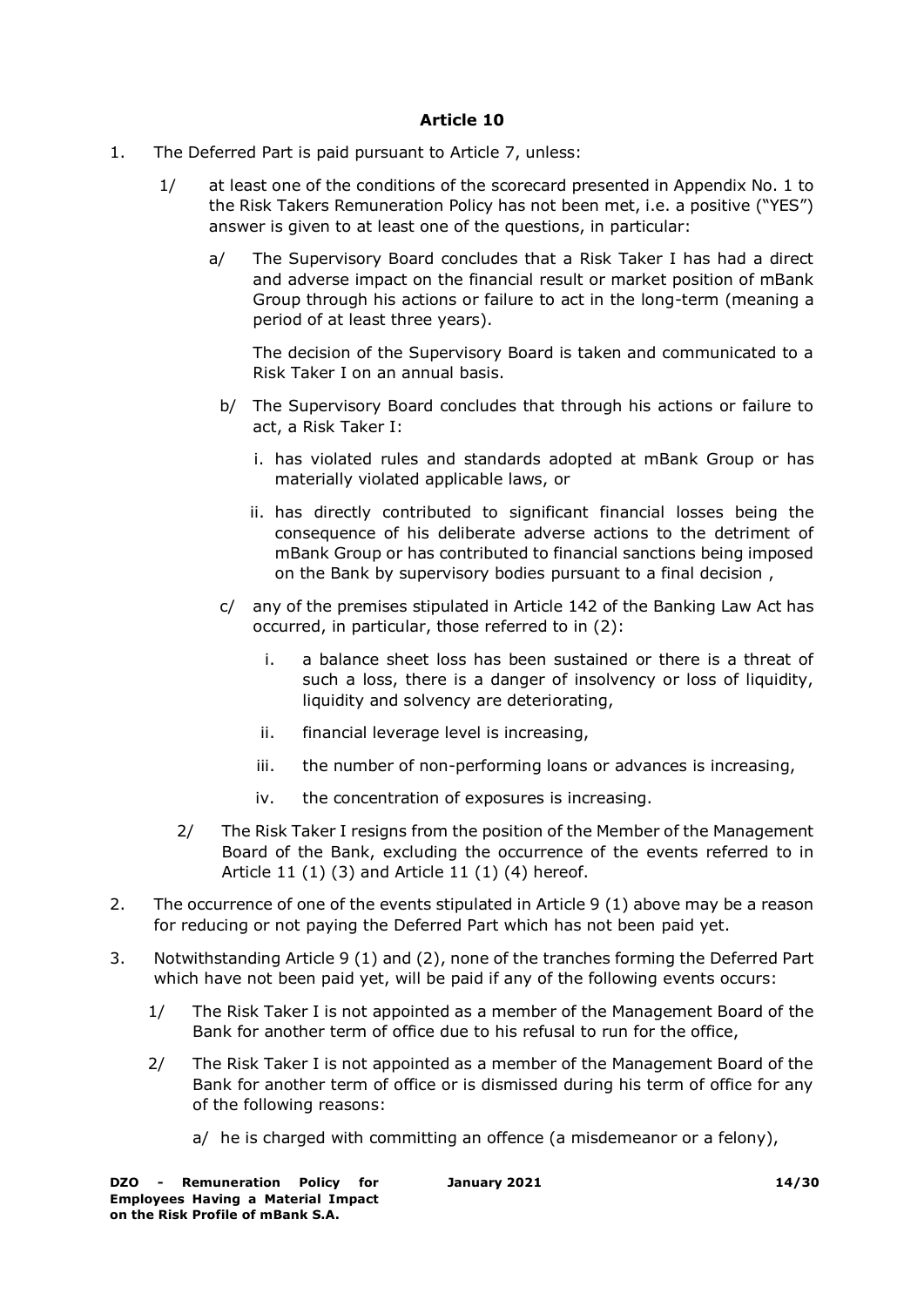### Article 10

1. The Deferred Part is paid pursuant to Article 7, unless:

   1/ at least one of the conditions of the scorecard presented in Appendix No. 1 to the Risk Takers Remuneration Policy has not been met, i.e. a positive ("YES") answer is given to at least one of the questions, in particular:

      a/ The Supervisory Board concludes that a Risk Taker I has had a direct and adverse impact on the financial result or market position of mBank Group through his actions or failure to act in the long-term (meaning a period of at least three years).

      The decision of the Supervisory Board is taken and communicated to a Risk Taker I on an annual basis.

      b/ The Supervisory Board concludes that through his actions or failure to act, a Risk Taker I:

         i. has violated rules and standards adopted at mBank Group or has materially violated applicable laws, or

         ii. has directly contributed to significant financial losses being the consequence of his deliberate adverse actions to the detriment of mBank Group or has contributed to financial sanctions being imposed on the Bank by supervisory bodies pursuant to a final decision ,

      c/ any of the premises stipulated in Article 142 of the Banking Law Act has occurred, in particular, those referred to in (2):

         i. a balance sheet loss has been sustained or there is a threat of such a loss, there is a danger of insolvency or loss of liquidity, liquidity and solvency are deteriorating,

         ii. financial leverage level is increasing,

         iii. the number of non-performing loans or advances is increasing,

         iv. the concentration of exposures is increasing.

   2/ The Risk Taker I resigns from the position of the Member of the Management Board of the Bank, excluding the occurrence of the events referred to in Article 11 (1) (3) and Article 11 (1) (4) hereof.

2. The occurrence of one of the events stipulated in Article 9 (1) above may be a reason for reducing or not paying the Deferred Part which has not been paid yet.

3. Notwithstanding Article 9 (1) and (2), none of the tranches forming the Deferred Part which have not been paid yet, will be paid if any of the following events occurs:

   1/ The Risk Taker I is not appointed as a member of the Management Board of the Bank for another term of office due to his refusal to run for the office,

   2/ The Risk Taker I is not appointed as a member of the Management Board of the Bank for another term of office or is dismissed during his term of office for any of the following reasons:

      a/ he is charged with committing an offence (a misdemeanor or a felony),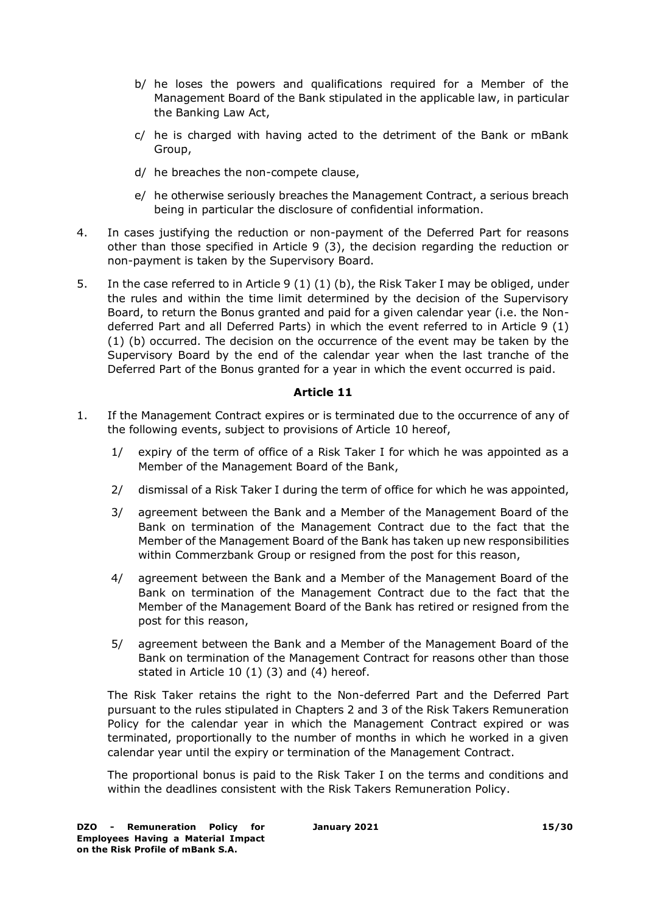b/ he loses the powers and qualifications required for a Member of the Management Board of the Bank stipulated in the applicable law, in particular the Banking Law Act,

c/ he is charged with having acted to the detriment of the Bank or mBank Group,

d/ he breaches the non-compete clause,

e/ he otherwise seriously breaches the Management Contract, a serious breach being in particular the disclosure of confidential information.

4. In cases justifying the reduction or non-payment of the Deferred Part for reasons other than those specified in Article 9 (3), the decision regarding the reduction or non-payment is taken by the Supervisory Board.

5. In the case referred to in Article 9 (1) (1) (b), the Risk Taker I may be obliged, under the rules and within the time limit determined by the decision of the Supervisory Board, to return the Bonus granted and paid for a given calendar year (i.e. the Non-deferred Part and all Deferred Parts) in which the event referred to in Article 9 (1) (1) (b) occurred. The decision on the occurrence of the event may be taken by the Supervisory Board by the end of the calendar year when the last tranche of the Deferred Part of the Bonus granted for a year in which the event occurred is paid.

## Article 11

1. If the Management Contract expires or is terminated due to the occurrence of any of the following events, subject to provisions of Article 10 hereof,

   1/ expiry of the term of office of a Risk Taker I for which he was appointed as a Member of the Management Board of the Bank,

   2/ dismissal of a Risk Taker I during the term of office for which he was appointed,

   3/ agreement between the Bank and a Member of the Management Board of the Bank on termination of the Management Contract due to the fact that the Member of the Management Board of the Bank has taken up new responsibilities within Commerzbank Group or resigned from the post for this reason,

   4/ agreement between the Bank and a Member of the Management Board of the Bank on termination of the Management Contract due to the fact that the Member of the Management Board of the Bank has retired or resigned from the post for this reason,

   5/ agreement between the Bank and a Member of the Management Board of the Bank on termination of the Management Contract for reasons other than those stated in Article 10 (1) (3) and (4) hereof.

   The Risk Taker retains the right to the Non-deferred Part and the Deferred Part pursuant to the rules stipulated in Chapters 2 and 3 of the Risk Takers Remuneration Policy for the calendar year in which the Management Contract expired or was terminated, proportionally to the number of months in which he worked in a given calendar year until the expiry or termination of the Management Contract.

   The proportional bonus is paid to the Risk Taker I on the terms and conditions and within the deadlines consistent with the Risk Takers Remuneration Policy.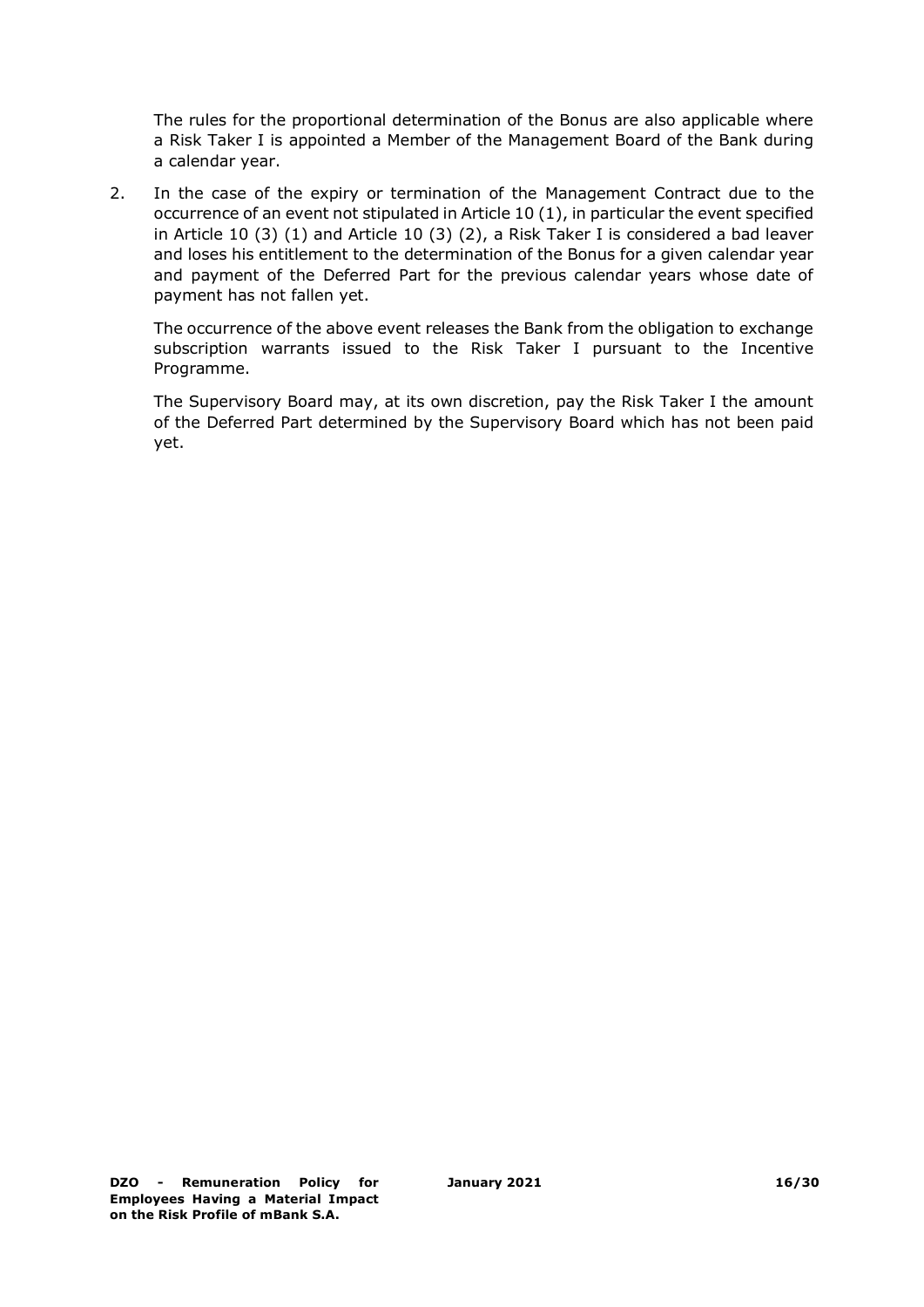The rules for the proportional determination of the Bonus are also applicable where a Risk Taker I is appointed a Member of the Management Board of the Bank during a calendar year.

2. In the case of the expiry or termination of the Management Contract due to the occurrence of an event not stipulated in Article 10 (1), in particular the event specified in Article 10 (3) (1) and Article 10 (3) (2), a Risk Taker I is considered a bad leaver and loses his entitlement to the determination of the Bonus for a given calendar year and payment of the Deferred Part for the previous calendar years whose date of payment has not fallen yet.

   The occurrence of the above event releases the Bank from the obligation to exchange subscription warrants issued to the Risk Taker I pursuant to the Incentive Programme.

   The Supervisory Board may, at its own discretion, pay the Risk Taker I the amount of the Deferred Part determined by the Supervisory Board which has not been paid yet.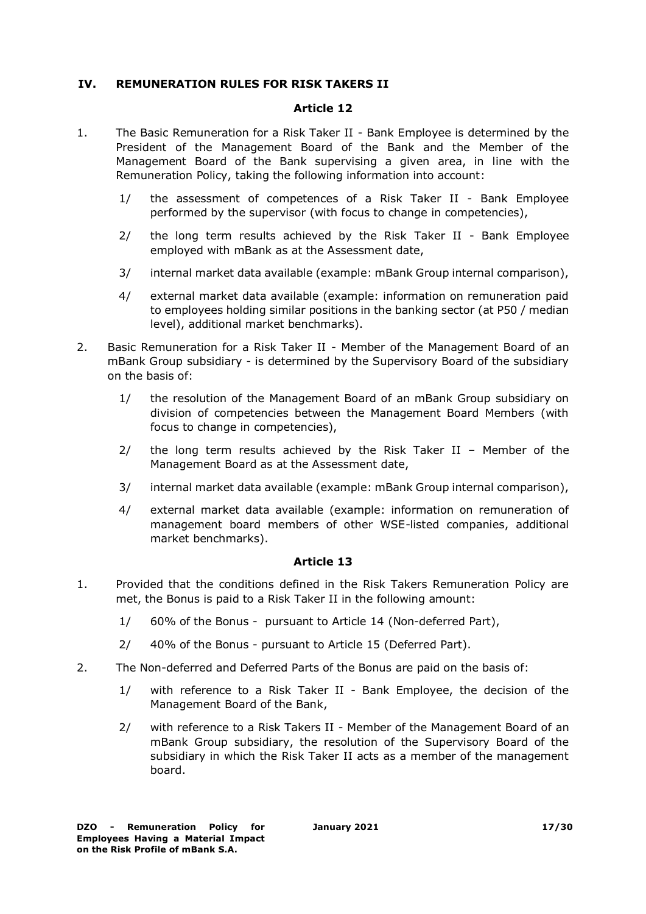## IV. REMUNERATION RULES FOR RISK TAKERS II

### Article 12

1. The Basic Remuneration for a Risk Taker II - Bank Employee is determined by the President of the Management Board of the Bank and the Member of the Management Board of the Bank supervising a given area, in line with the Remuneration Policy, taking the following information into account:

   1/ the assessment of competences of a Risk Taker II - Bank Employee performed by the supervisor (with focus to change in competencies),

   2/ the long term results achieved by the Risk Taker II - Bank Employee employed with mBank as at the Assessment date,

   3/ internal market data available (example: mBank Group internal comparison),

   4/ external market data available (example: information on remuneration paid to employees holding similar positions in the banking sector (at P50 / median level), additional market benchmarks).

2. Basic Remuneration for a Risk Taker II - Member of the Management Board of an mBank Group subsidiary - is determined by the Supervisory Board of the subsidiary on the basis of:

   1/ the resolution of the Management Board of an mBank Group subsidiary on division of competencies between the Management Board Members (with focus to change in competencies),

   2/ the long term results achieved by the Risk Taker II – Member of the Management Board as at the Assessment date,

   3/ internal market data available (example: mBank Group internal comparison),

   4/ external market data available (example: information on remuneration of management board members of other WSE-listed companies, additional market benchmarks).

### Article 13

1. Provided that the conditions defined in the Risk Takers Remuneration Policy are met, the Bonus is paid to a Risk Taker II in the following amount:

   1/ 60% of the Bonus - pursuant to Article 14 (Non-deferred Part),

   2/ 40% of the Bonus - pursuant to Article 15 (Deferred Part).

2. The Non-deferred and Deferred Parts of the Bonus are paid on the basis of:

   1/ with reference to a Risk Taker II - Bank Employee, the decision of the Management Board of the Bank,

   2/ with reference to a Risk Takers II - Member of the Management Board of an mBank Group subsidiary, the resolution of the Supervisory Board of the subsidiary in which the Risk Taker II acts as a member of the management board.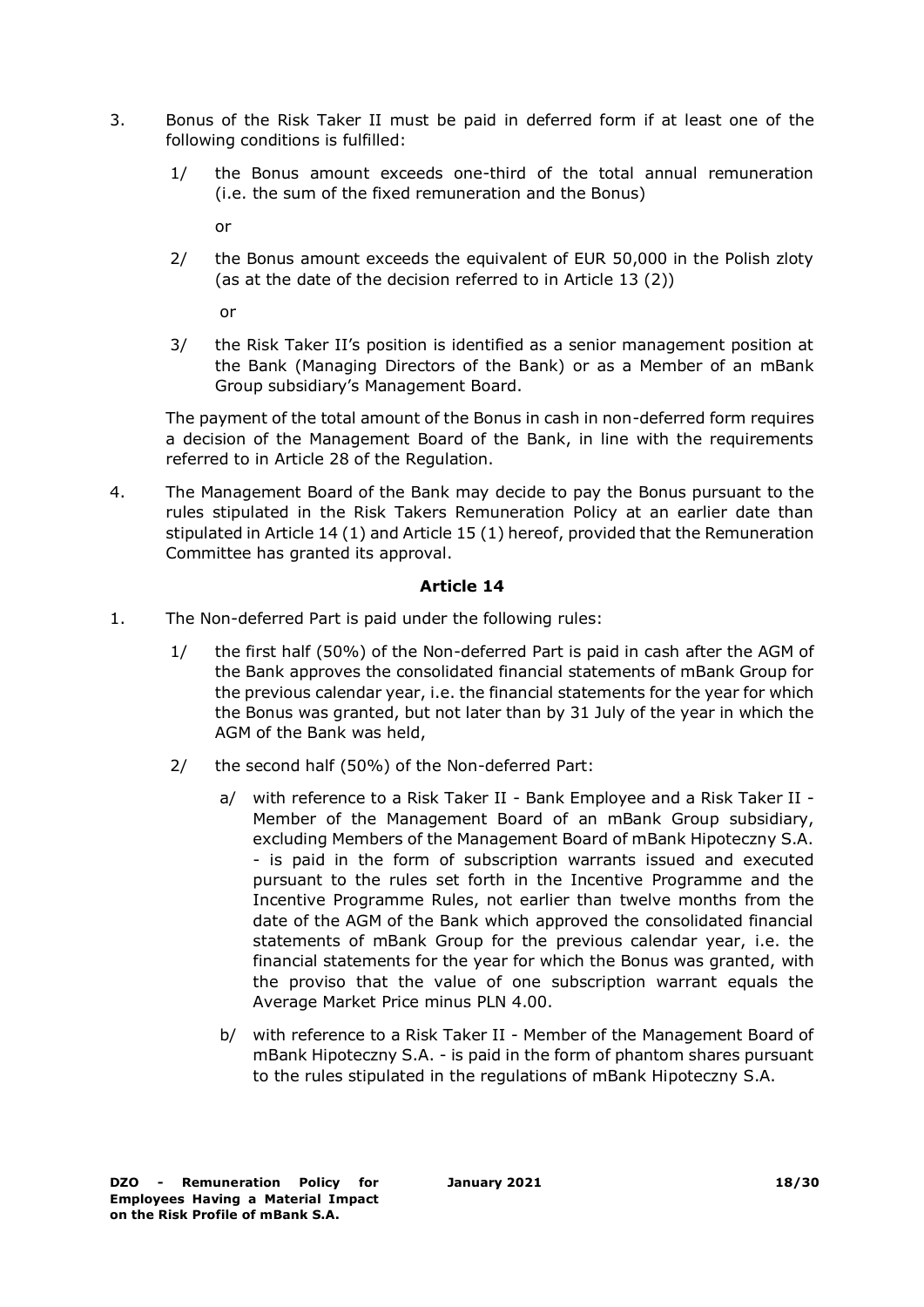3. Bonus of the Risk Taker II must be paid in deferred form if at least one of the following conditions is fulfilled:

   1/ the Bonus amount exceeds one-third of the total annual remuneration (i.e. the sum of the fixed remuneration and the Bonus)

   or

   2/ the Bonus amount exceeds the equivalent of EUR 50,000 in the Polish zloty (as at the date of the decision referred to in Article 13 (2))

   or

   3/ the Risk Taker II's position is identified as a senior management position at the Bank (Managing Directors of the Bank) or as a Member of an mBank Group subsidiary's Management Board.

   The payment of the total amount of the Bonus in cash in non-deferred form requires a decision of the Management Board of the Bank, in line with the requirements referred to in Article 28 of the Regulation.

4. The Management Board of the Bank may decide to pay the Bonus pursuant to the rules stipulated in the Risk Takers Remuneration Policy at an earlier date than stipulated in Article 14 (1) and Article 15 (1) hereof, provided that the Remuneration Committee has granted its approval.

### Article 14

1. The Non-deferred Part is paid under the following rules:

   1/ the first half (50%) of the Non-deferred Part is paid in cash after the AGM of the Bank approves the consolidated financial statements of mBank Group for the previous calendar year, i.e. the financial statements for the year for which the Bonus was granted, but not later than by 31 July of the year in which the AGM of the Bank was held,

   2/ the second half (50%) of the Non-deferred Part:

      a/ with reference to a Risk Taker II - Bank Employee and a Risk Taker II - Member of the Management Board of an mBank Group subsidiary, excluding Members of the Management Board of mBank Hipoteczny S.A. - is paid in the form of subscription warrants issued and executed pursuant to the rules set forth in the Incentive Programme and the Incentive Programme Rules, not earlier than twelve months from the date of the AGM of the Bank which approved the consolidated financial statements of mBank Group for the previous calendar year, i.e. the financial statements for the year for which the Bonus was granted, with the proviso that the value of one subscription warrant equals the Average Market Price minus PLN 4.00.

      b/ with reference to a Risk Taker II - Member of the Management Board of mBank Hipoteczny S.A. - is paid in the form of phantom shares pursuant to the rules stipulated in the regulations of mBank Hipoteczny S.A.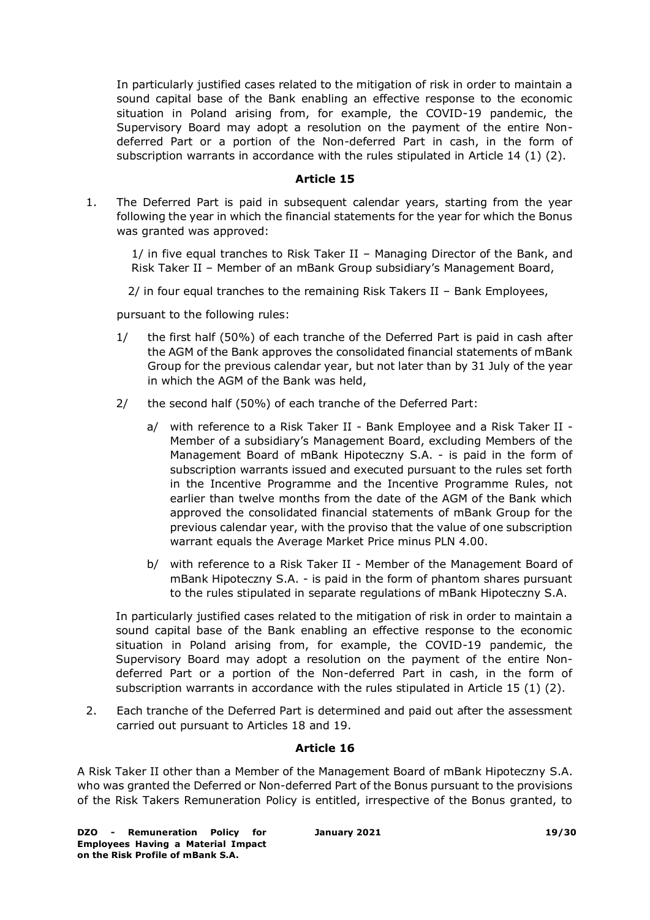In particularly justified cases related to the mitigation of risk in order to maintain a sound capital base of the Bank enabling an effective response to the economic situation in Poland arising from, for example, the COVID-19 pandemic, the Supervisory Board may adopt a resolution on the payment of the entire Non-deferred Part or a portion of the Non-deferred Part in cash, in the form of subscription warrants in accordance with the rules stipulated in Article 14 (1) (2).

### Article 15

1. The Deferred Part is paid in subsequent calendar years, starting from the year following the year in which the financial statements for the year for which the Bonus was granted was approved:

   1/ in five equal tranches to Risk Taker II – Managing Director of the Bank, and Risk Taker II – Member of an mBank Group subsidiary's Management Board,

   2/ in four equal tranches to the remaining Risk Takers II – Bank Employees,

   pursuant to the following rules:

   1/ the first half (50%) of each tranche of the Deferred Part is paid in cash after the AGM of the Bank approves the consolidated financial statements of mBank Group for the previous calendar year, but not later than by 31 July of the year in which the AGM of the Bank was held,

   2/ the second half (50%) of each tranche of the Deferred Part:

      a/ with reference to a Risk Taker II - Bank Employee and a Risk Taker II - Member of a subsidiary's Management Board, excluding Members of the Management Board of mBank Hipoteczny S.A. - is paid in the form of subscription warrants issued and executed pursuant to the rules set forth in the Incentive Programme and the Incentive Programme Rules, not earlier than twelve months from the date of the AGM of the Bank which approved the consolidated financial statements of mBank Group for the previous calendar year, with the proviso that the value of one subscription warrant equals the Average Market Price minus PLN 4.00.

      b/ with reference to a Risk Taker II - Member of the Management Board of mBank Hipoteczny S.A. - is paid in the form of phantom shares pursuant to the rules stipulated in separate regulations of mBank Hipoteczny S.A.

   In particularly justified cases related to the mitigation of risk in order to maintain a sound capital base of the Bank enabling an effective response to the economic situation in Poland arising from, for example, the COVID-19 pandemic, the Supervisory Board may adopt a resolution on the payment of the entire Non-deferred Part or a portion of the Non-deferred Part in cash, in the form of subscription warrants in accordance with the rules stipulated in Article 15 (1) (2).

2. Each tranche of the Deferred Part is determined and paid out after the assessment carried out pursuant to Articles 18 and 19.

### Article 16

A Risk Taker II other than a Member of the Management Board of mBank Hipoteczny S.A. who was granted the Deferred or Non-deferred Part of the Bonus pursuant to the provisions of the Risk Takers Remuneration Policy is entitled, irrespective of the Bonus granted, to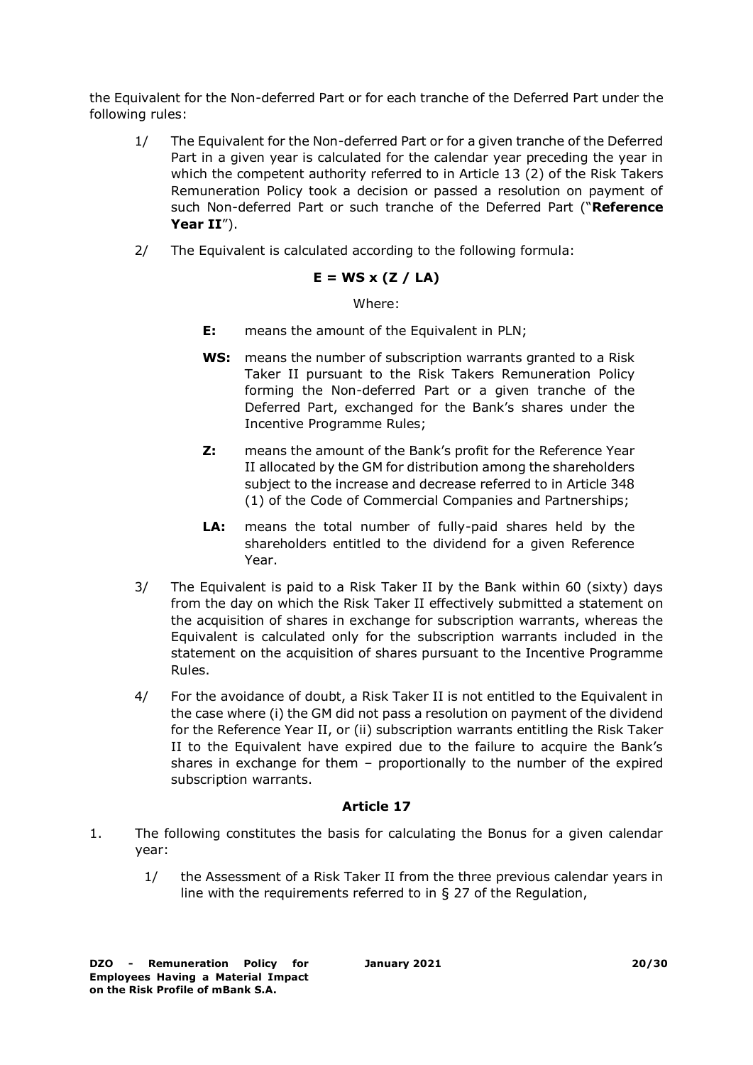the Equivalent for the Non-deferred Part or for each tranche of the Deferred Part under the following rules:

1/ The Equivalent for the Non-deferred Part or for a given tranche of the Deferred Part in a given year is calculated for the calendar year preceding the year in which the competent authority referred to in Article 13 (2) of the Risk Takers Remuneration Policy took a decision or passed a resolution on payment of such Non-deferred Part or such tranche of the Deferred Part ("**Reference Year II**").

2/ The Equivalent is calculated according to the following formula:

$$\mathbf{E = WS \times (Z / LA)}$$

Where:

- **E:** means the amount of the Equivalent in PLN;
- **WS:** means the number of subscription warrants granted to a Risk Taker II pursuant to the Risk Takers Remuneration Policy forming the Non-deferred Part or a given tranche of the Deferred Part, exchanged for the Bank's shares under the Incentive Programme Rules;
- **Z:** means the amount of the Bank's profit for the Reference Year II allocated by the GM for distribution among the shareholders subject to the increase and decrease referred to in Article 348 (1) of the Code of Commercial Companies and Partnerships;
- **LA:** means the total number of fully-paid shares held by the shareholders entitled to the dividend for a given Reference Year.

3/ The Equivalent is paid to a Risk Taker II by the Bank within 60 (sixty) days from the day on which the Risk Taker II effectively submitted a statement on the acquisition of shares in exchange for subscription warrants, whereas the Equivalent is calculated only for the subscription warrants included in the statement on the acquisition of shares pursuant to the Incentive Programme Rules.

4/ For the avoidance of doubt, a Risk Taker II is not entitled to the Equivalent in the case where (i) the GM did not pass a resolution on payment of the dividend for the Reference Year II, or (ii) subscription warrants entitling the Risk Taker II to the Equivalent have expired due to the failure to acquire the Bank's shares in exchange for them – proportionally to the number of the expired subscription warrants.

## Article 17

1. The following constitutes the basis for calculating the Bonus for a given calendar year:

   1/ the Assessment of a Risk Taker II from the three previous calendar years in line with the requirements referred to in § 27 of the Regulation,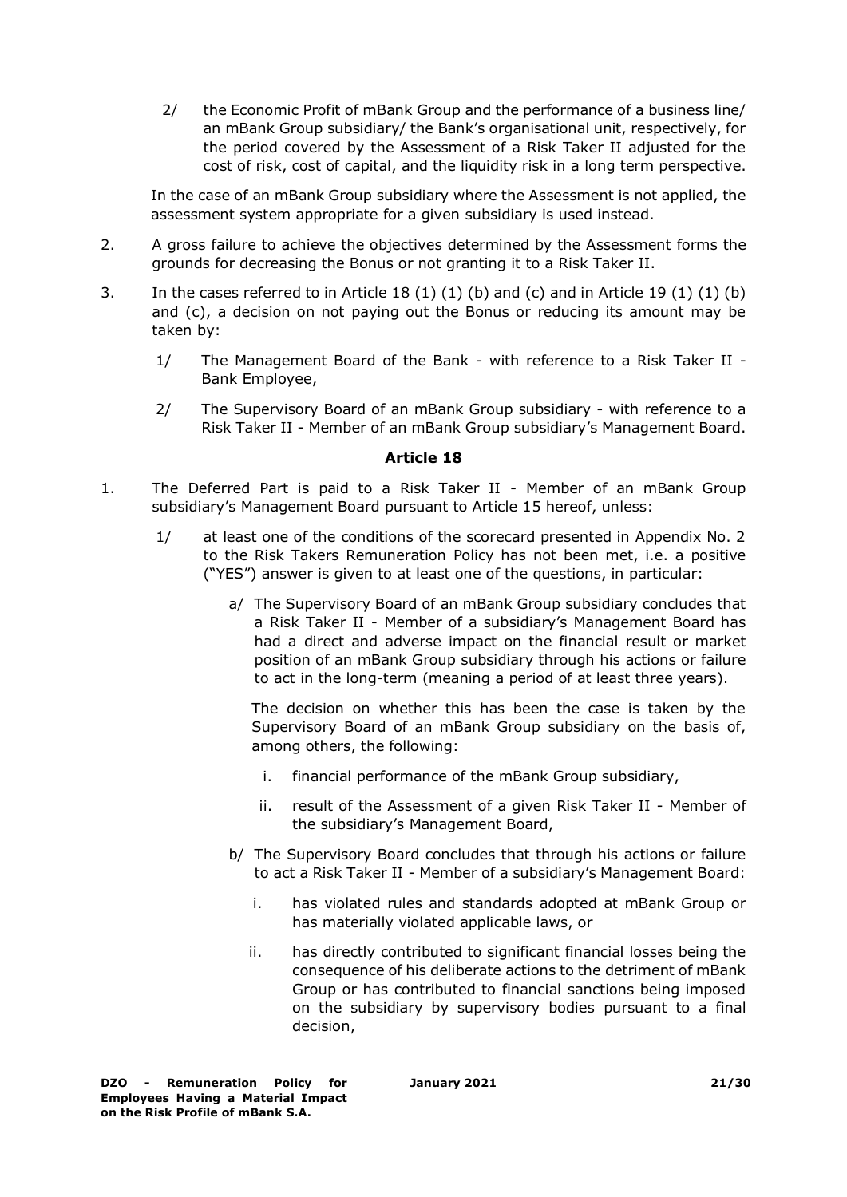2/ the Economic Profit of mBank Group and the performance of a business line/ an mBank Group subsidiary/ the Bank's organisational unit, respectively, for the period covered by the Assessment of a Risk Taker II adjusted for the cost of risk, cost of capital, and the liquidity risk in a long term perspective.

In the case of an mBank Group subsidiary where the Assessment is not applied, the assessment system appropriate for a given subsidiary is used instead.

2. A gross failure to achieve the objectives determined by the Assessment forms the grounds for decreasing the Bonus or not granting it to a Risk Taker II.

3. In the cases referred to in Article 18 (1) (1) (b) and (c) and in Article 19 (1) (1) (b) and (c), a decision on not paying out the Bonus or reducing its amount may be taken by:

   1/ The Management Board of the Bank - with reference to a Risk Taker II - Bank Employee,

   2/ The Supervisory Board of an mBank Group subsidiary - with reference to a Risk Taker II - Member of an mBank Group subsidiary's Management Board.

**Article 18**

1. The Deferred Part is paid to a Risk Taker II - Member of an mBank Group subsidiary's Management Board pursuant to Article 15 hereof, unless:

   1/ at least one of the conditions of the scorecard presented in Appendix No. 2 to the Risk Takers Remuneration Policy has not been met, i.e. a positive ("YES") answer is given to at least one of the questions, in particular:

      a/ The Supervisory Board of an mBank Group subsidiary concludes that a Risk Taker II - Member of a subsidiary's Management Board has had a direct and adverse impact on the financial result or market position of an mBank Group subsidiary through his actions or failure to act in the long-term (meaning a period of at least three years).

      The decision on whether this has been the case is taken by the Supervisory Board of an mBank Group subsidiary on the basis of, among others, the following:

         i. financial performance of the mBank Group subsidiary,

         ii. result of the Assessment of a given Risk Taker II - Member of the subsidiary's Management Board,

      b/ The Supervisory Board concludes that through his actions or failure to act a Risk Taker II - Member of a subsidiary's Management Board:

         i. has violated rules and standards adopted at mBank Group or has materially violated applicable laws, or

         ii. has directly contributed to significant financial losses being the consequence of his deliberate actions to the detriment of mBank Group or has contributed to financial sanctions being imposed on the subsidiary by supervisory bodies pursuant to a final decision,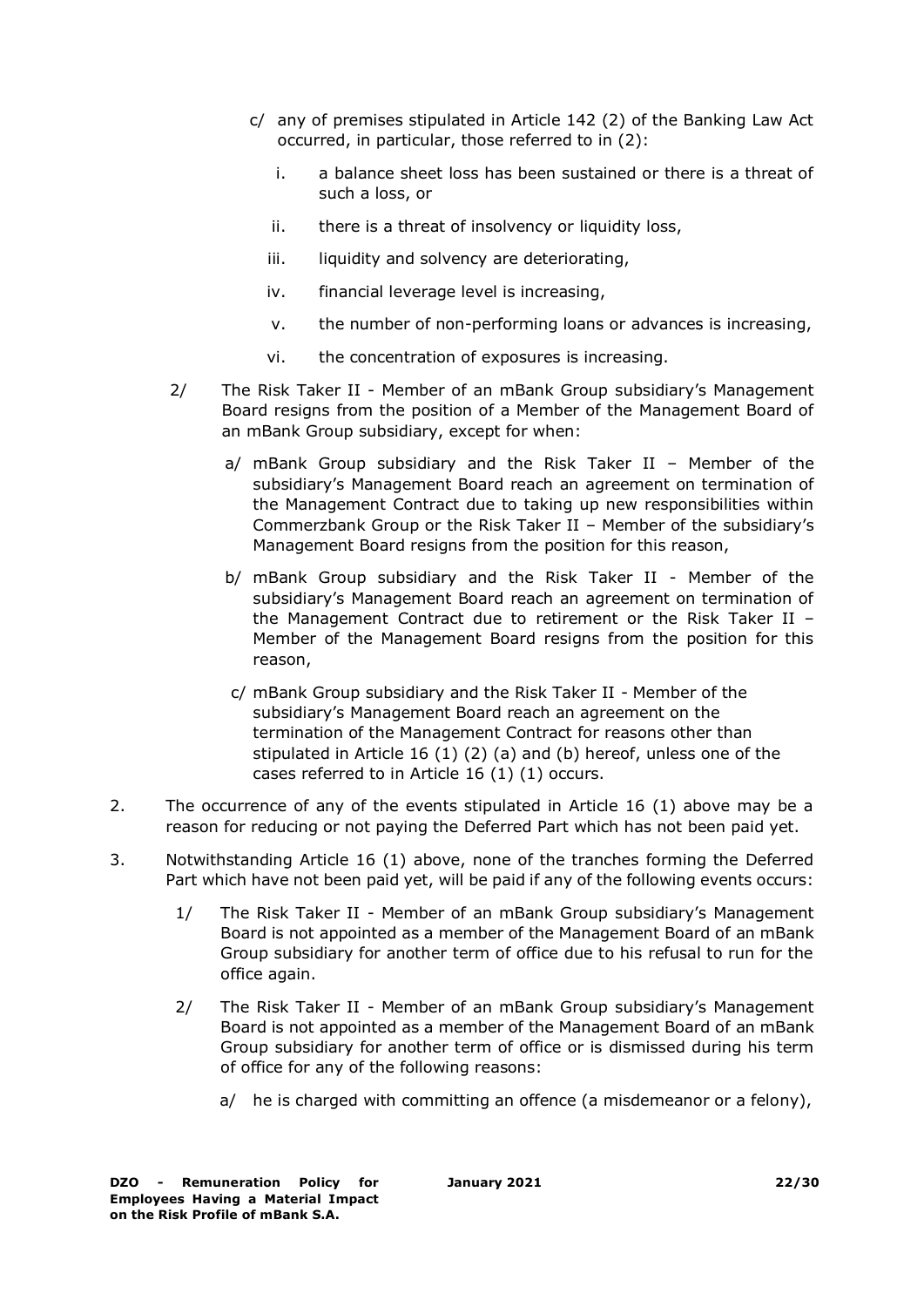c/ any of premises stipulated in Article 142 (2) of the Banking Law Act occurred, in particular, those referred to in (2):

i. a balance sheet loss has been sustained or there is a threat of such a loss, or

ii. there is a threat of insolvency or liquidity loss,

iii. liquidity and solvency are deteriorating,

iv. financial leverage level is increasing,

v. the number of non-performing loans or advances is increasing,

vi. the concentration of exposures is increasing.

2/ The Risk Taker II - Member of an mBank Group subsidiary's Management Board resigns from the position of a Member of the Management Board of an mBank Group subsidiary, except for when:

a/ mBank Group subsidiary and the Risk Taker II – Member of the subsidiary's Management Board reach an agreement on termination of the Management Contract due to taking up new responsibilities within Commerzbank Group or the Risk Taker II – Member of the subsidiary's Management Board resigns from the position for this reason,

b/ mBank Group subsidiary and the Risk Taker II - Member of the subsidiary's Management Board reach an agreement on termination of the Management Contract due to retirement or the Risk Taker II – Member of the Management Board resigns from the position for this reason,

c/ mBank Group subsidiary and the Risk Taker II - Member of the subsidiary's Management Board reach an agreement on the termination of the Management Contract for reasons other than stipulated in Article 16 (1) (2) (a) and (b) hereof, unless one of the cases referred to in Article 16 (1) (1) occurs.

2. The occurrence of any of the events stipulated in Article 16 (1) above may be a reason for reducing or not paying the Deferred Part which has not been paid yet.

3. Notwithstanding Article 16 (1) above, none of the tranches forming the Deferred Part which have not been paid yet, will be paid if any of the following events occurs:

1/ The Risk Taker II - Member of an mBank Group subsidiary's Management Board is not appointed as a member of the Management Board of an mBank Group subsidiary for another term of office due to his refusal to run for the office again.

2/ The Risk Taker II - Member of an mBank Group subsidiary's Management Board is not appointed as a member of the Management Board of an mBank Group subsidiary for another term of office or is dismissed during his term of office for any of the following reasons:

a/ he is charged with committing an offence (a misdemeanor or a felony),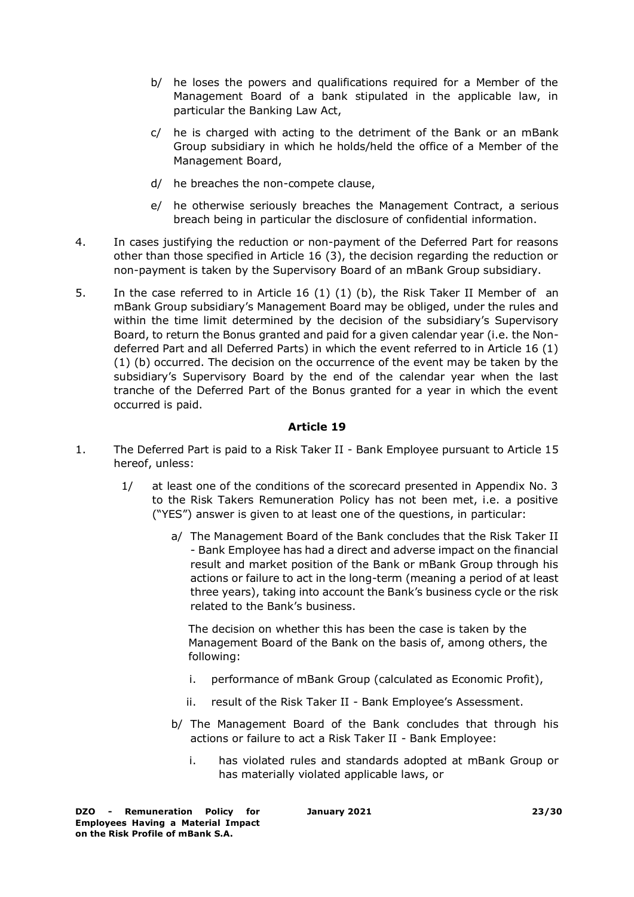b/ he loses the powers and qualifications required for a Member of the Management Board of a bank stipulated in the applicable law, in particular the Banking Law Act,

c/ he is charged with acting to the detriment of the Bank or an mBank Group subsidiary in which he holds/held the office of a Member of the Management Board,

d/ he breaches the non-compete clause,

e/ he otherwise seriously breaches the Management Contract, a serious breach being in particular the disclosure of confidential information.

4. In cases justifying the reduction or non-payment of the Deferred Part for reasons other than those specified in Article 16 (3), the decision regarding the reduction or non-payment is taken by the Supervisory Board of an mBank Group subsidiary.

5. In the case referred to in Article 16 (1) (1) (b), the Risk Taker II Member of an mBank Group subsidiary's Management Board may be obliged, under the rules and within the time limit determined by the decision of the subsidiary's Supervisory Board, to return the Bonus granted and paid for a given calendar year (i.e. the Non-deferred Part and all Deferred Parts) in which the event referred to in Article 16 (1) (1) (b) occurred. The decision on the occurrence of the event may be taken by the subsidiary's Supervisory Board by the end of the calendar year when the last tranche of the Deferred Part of the Bonus granted for a year in which the event occurred is paid.

### Article 19

1. The Deferred Part is paid to a Risk Taker II - Bank Employee pursuant to Article 15 hereof, unless:

   1/ at least one of the conditions of the scorecard presented in Appendix No. 3 to the Risk Takers Remuneration Policy has not been met, i.e. a positive ("YES") answer is given to at least one of the questions, in particular:

   a/ The Management Board of the Bank concludes that the Risk Taker II - Bank Employee has had a direct and adverse impact on the financial result and market position of the Bank or mBank Group through his actions or failure to act in the long-term (meaning a period of at least three years), taking into account the Bank's business cycle or the risk related to the Bank's business.

   The decision on whether this has been the case is taken by the Management Board of the Bank on the basis of, among others, the following:

   i. performance of mBank Group (calculated as Economic Profit),

   ii. result of the Risk Taker II - Bank Employee's Assessment.

   b/ The Management Board of the Bank concludes that through his actions or failure to act a Risk Taker II - Bank Employee:

   i. has violated rules and standards adopted at mBank Group or has materially violated applicable laws, or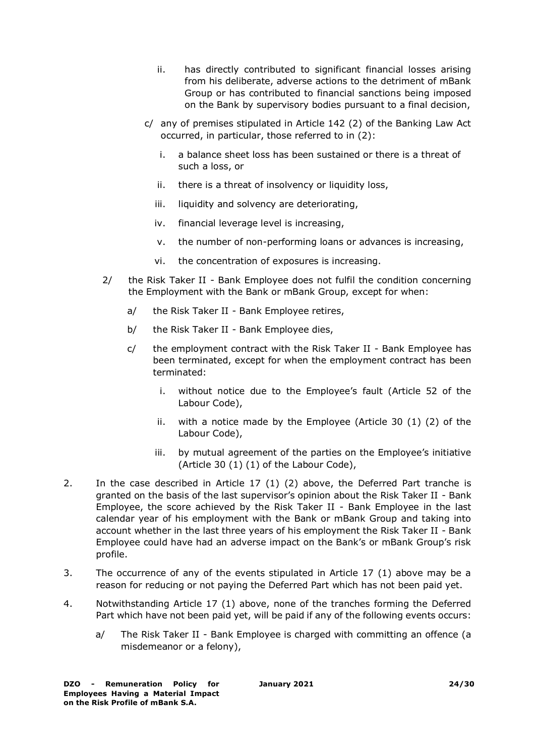ii. has directly contributed to significant financial losses arising from his deliberate, adverse actions to the detriment of mBank Group or has contributed to financial sanctions being imposed on the Bank by supervisory bodies pursuant to a final decision,

c/ any of premises stipulated in Article 142 (2) of the Banking Law Act occurred, in particular, those referred to in (2):

i. a balance sheet loss has been sustained or there is a threat of such a loss, or

ii. there is a threat of insolvency or liquidity loss,

iii. liquidity and solvency are deteriorating,

iv. financial leverage level is increasing,

v. the number of non-performing loans or advances is increasing,

vi. the concentration of exposures is increasing.

2/ the Risk Taker II - Bank Employee does not fulfil the condition concerning the Employment with the Bank or mBank Group, except for when:

a/ the Risk Taker II - Bank Employee retires,

b/ the Risk Taker II - Bank Employee dies,

c/ the employment contract with the Risk Taker II - Bank Employee has been terminated, except for when the employment contract has been terminated:

i. without notice due to the Employee's fault (Article 52 of the Labour Code),

ii. with a notice made by the Employee (Article 30 (1) (2) of the Labour Code),

iii. by mutual agreement of the parties on the Employee's initiative (Article 30 (1) (1) of the Labour Code),

2. In the case described in Article 17 (1) (2) above, the Deferred Part tranche is granted on the basis of the last supervisor's opinion about the Risk Taker II - Bank Employee, the score achieved by the Risk Taker II - Bank Employee in the last calendar year of his employment with the Bank or mBank Group and taking into account whether in the last three years of his employment the Risk Taker II - Bank Employee could have had an adverse impact on the Bank's or mBank Group's risk profile.

3. The occurrence of any of the events stipulated in Article 17 (1) above may be a reason for reducing or not paying the Deferred Part which has not been paid yet.

4. Notwithstanding Article 17 (1) above, none of the tranches forming the Deferred Part which have not been paid yet, will be paid if any of the following events occurs:

a/ The Risk Taker II - Bank Employee is charged with committing an offence (a misdemeanor or a felony),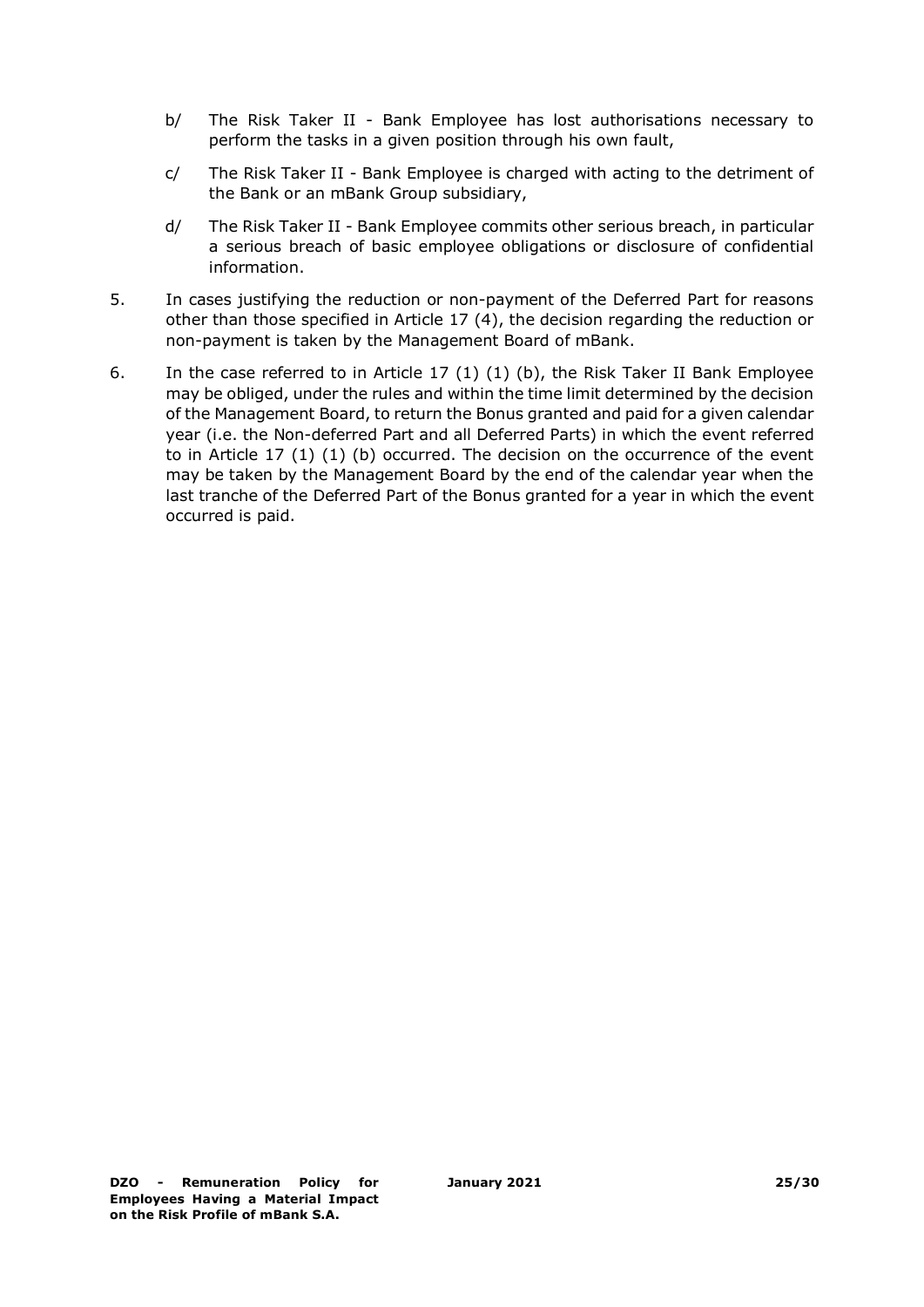b/ The Risk Taker II - Bank Employee has lost authorisations necessary to perform the tasks in a given position through his own fault,

c/ The Risk Taker II - Bank Employee is charged with acting to the detriment of the Bank or an mBank Group subsidiary,

d/ The Risk Taker II - Bank Employee commits other serious breach, in particular a serious breach of basic employee obligations or disclosure of confidential information.

5. In cases justifying the reduction or non-payment of the Deferred Part for reasons other than those specified in Article 17 (4), the decision regarding the reduction or non-payment is taken by the Management Board of mBank.

6. In the case referred to in Article 17 (1) (1) (b), the Risk Taker II Bank Employee may be obliged, under the rules and within the time limit determined by the decision of the Management Board, to return the Bonus granted and paid for a given calendar year (i.e. the Non-deferred Part and all Deferred Parts) in which the event referred to in Article 17 (1) (1) (b) occurred. The decision on the occurrence of the event may be taken by the Management Board by the end of the calendar year when the last tranche of the Deferred Part of the Bonus granted for a year in which the event occurred is paid.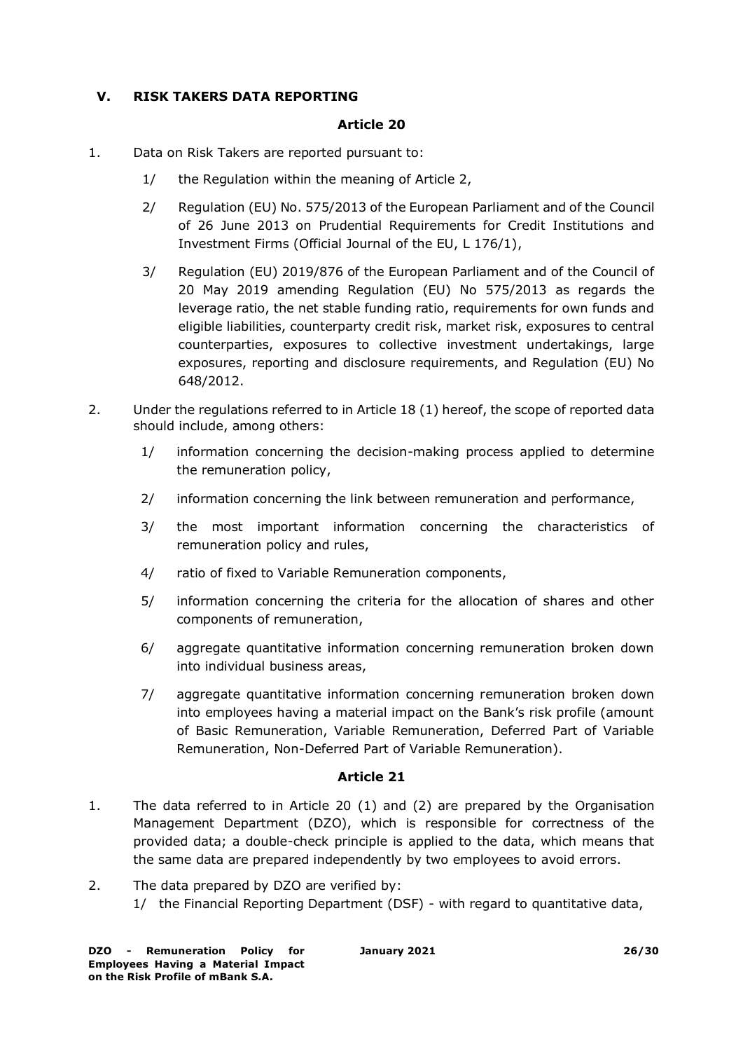## V. RISK TAKERS DATA REPORTING

### Article 20

1. Data on Risk Takers are reported pursuant to:
   1/ the Regulation within the meaning of Article 2,
   2/ Regulation (EU) No. 575/2013 of the European Parliament and of the Council of 26 June 2013 on Prudential Requirements for Credit Institutions and Investment Firms (Official Journal of the EU, L 176/1),
   3/ Regulation (EU) 2019/876 of the European Parliament and of the Council of 20 May 2019 amending Regulation (EU) No 575/2013 as regards the leverage ratio, the net stable funding ratio, requirements for own funds and eligible liabilities, counterparty credit risk, market risk, exposures to central counterparties, exposures to collective investment undertakings, large exposures, reporting and disclosure requirements, and Regulation (EU) No 648/2012.
2. Under the regulations referred to in Article 18 (1) hereof, the scope of reported data should include, among others:
   1/ information concerning the decision-making process applied to determine the remuneration policy,
   2/ information concerning the link between remuneration and performance,
   3/ the most important information concerning the characteristics of remuneration policy and rules,
   4/ ratio of fixed to Variable Remuneration components,
   5/ information concerning the criteria for the allocation of shares and other components of remuneration,
   6/ aggregate quantitative information concerning remuneration broken down into individual business areas,
   7/ aggregate quantitative information concerning remuneration broken down into employees having a material impact on the Bank's risk profile (amount of Basic Remuneration, Variable Remuneration, Deferred Part of Variable Remuneration, Non-Deferred Part of Variable Remuneration).

### Article 21

1. The data referred to in Article 20 (1) and (2) are prepared by the Organisation Management Department (DZO), which is responsible for correctness of the provided data; a double-check principle is applied to the data, which means that the same data are prepared independently by two employees to avoid errors.
2. The data prepared by DZO are verified by:
   1/ the Financial Reporting Department (DSF) - with regard to quantitative data,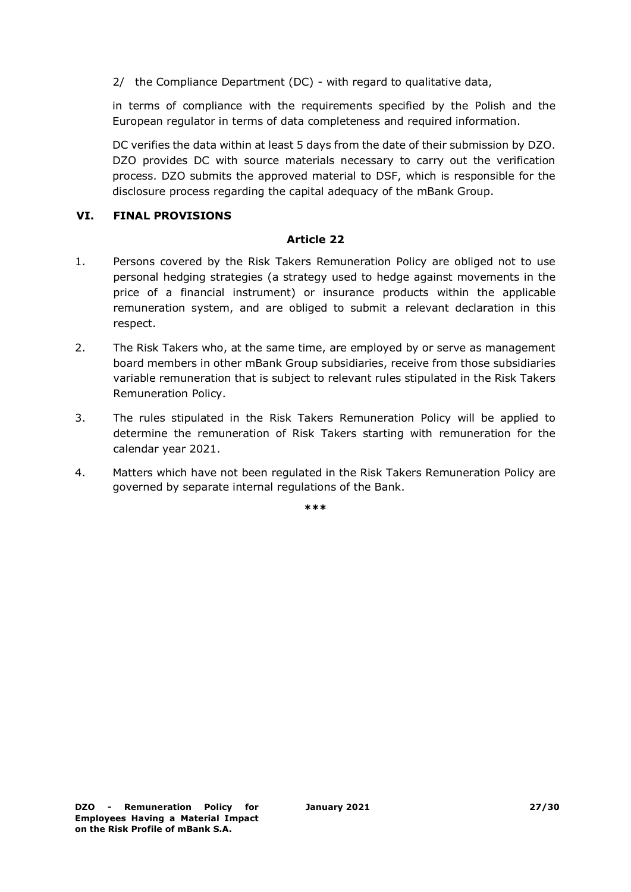2/ the Compliance Department (DC) - with regard to qualitative data,

in terms of compliance with the requirements specified by the Polish and the European regulator in terms of data completeness and required information.

DC verifies the data within at least 5 days from the date of their submission by DZO. DZO provides DC with source materials necessary to carry out the verification process. DZO submits the approved material to DSF, which is responsible for the disclosure process regarding the capital adequacy of the mBank Group.

## VI. FINAL PROVISIONS

### Article 22

1. Persons covered by the Risk Takers Remuneration Policy are obliged not to use personal hedging strategies (a strategy used to hedge against movements in the price of a financial instrument) or insurance products within the applicable remuneration system, and are obliged to submit a relevant declaration in this respect.
2. The Risk Takers who, at the same time, are employed by or serve as management board members in other mBank Group subsidiaries, receive from those subsidiaries variable remuneration that is subject to relevant rules stipulated in the Risk Takers Remuneration Policy.
3. The rules stipulated in the Risk Takers Remuneration Policy will be applied to determine the remuneration of Risk Takers starting with remuneration for the calendar year 2021.
4. Matters which have not been regulated in the Risk Takers Remuneration Policy are governed by separate internal regulations of the Bank.

***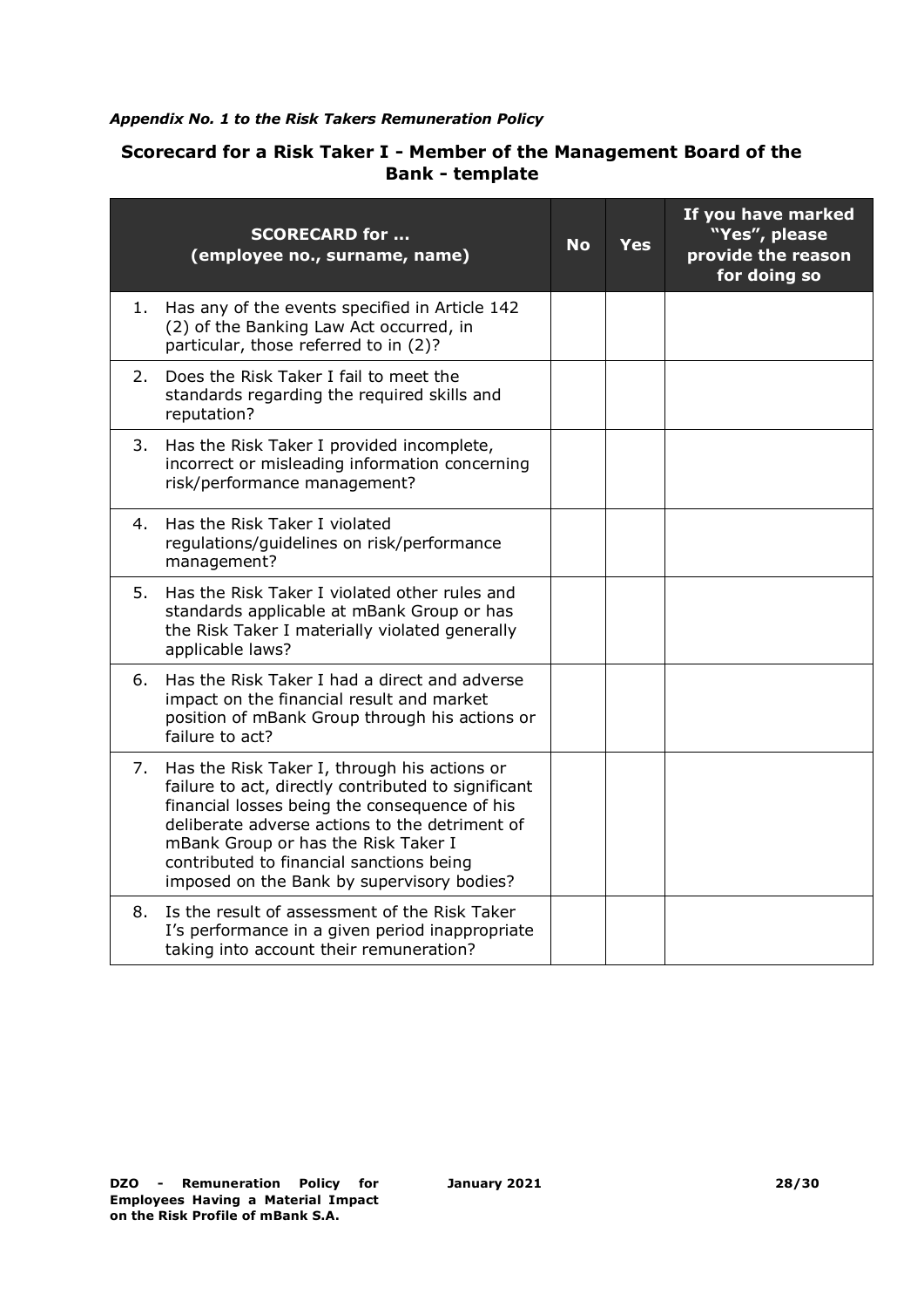*Appendix No. 1 to the Risk Takers Remuneration Policy*

## Scorecard for a Risk Taker I - Member of the Management Board of the Bank - template

| SCORECARD for ... (employee no., surname, name) | No | Yes | If you have marked "Yes", please provide the reason for doing so |
|---|---|---|---|
| 1. Has any of the events specified in Article 142 (2) of the Banking Law Act occurred, in particular, those referred to in (2)? | | | |
| 2. Does the Risk Taker I fail to meet the standards regarding the required skills and reputation? | | | |
| 3. Has the Risk Taker I provided incomplete, incorrect or misleading information concerning risk/performance management? | | | |
| 4. Has the Risk Taker I violated regulations/guidelines on risk/performance management? | | | |
| 5. Has the Risk Taker I violated other rules and standards applicable at mBank Group or has the Risk Taker I materially violated generally applicable laws? | | | |
| 6. Has the Risk Taker I had a direct and adverse impact on the financial result and market position of mBank Group through his actions or failure to act? | | | |
| 7. Has the Risk Taker I, through his actions or failure to act, directly contributed to significant financial losses being the consequence of his deliberate adverse actions to the detriment of mBank Group or has the Risk Taker I contributed to financial sanctions being imposed on the Bank by supervisory bodies? | | | |
| 8. Is the result of assessment of the Risk Taker I's performance in a given period inappropriate taking into account their remuneration? | | | |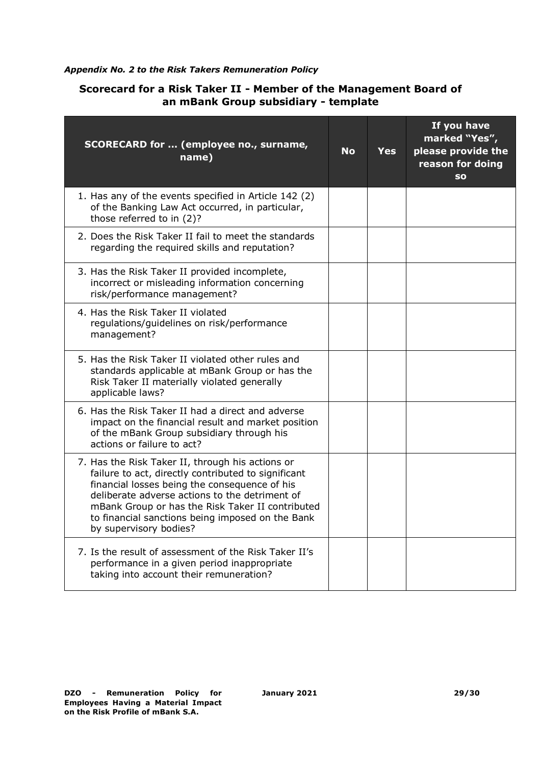*Appendix No. 2 to the Risk Takers Remuneration Policy*

## Scorecard for a Risk Taker II - Member of the Management Board of an mBank Group subsidiary - template

| SCORECARD for ... (employee no., surname, name) | No | Yes | If you have marked "Yes", please provide the reason for doing so |
|---|---|---|---|
| 1. Has any of the events specified in Article 142 (2) of the Banking Law Act occurred, in particular, those referred to in (2)? | | | |
| 2. Does the Risk Taker II fail to meet the standards regarding the required skills and reputation? | | | |
| 3. Has the Risk Taker II provided incomplete, incorrect or misleading information concerning risk/performance management? | | | |
| 4. Has the Risk Taker II violated regulations/guidelines on risk/performance management? | | | |
| 5. Has the Risk Taker II violated other rules and standards applicable at mBank Group or has the Risk Taker II materially violated generally applicable laws? | | | |
| 6. Has the Risk Taker II had a direct and adverse impact on the financial result and market position of the mBank Group subsidiary through his actions or failure to act? | | | |
| 7. Has the Risk Taker II, through his actions or failure to act, directly contributed to significant financial losses being the consequence of his deliberate adverse actions to the detriment of mBank Group or has the Risk Taker II contributed to financial sanctions being imposed on the Bank by supervisory bodies? | | | |
| 7. Is the result of assessment of the Risk Taker II's performance in a given period inappropriate taking into account their remuneration? | | | |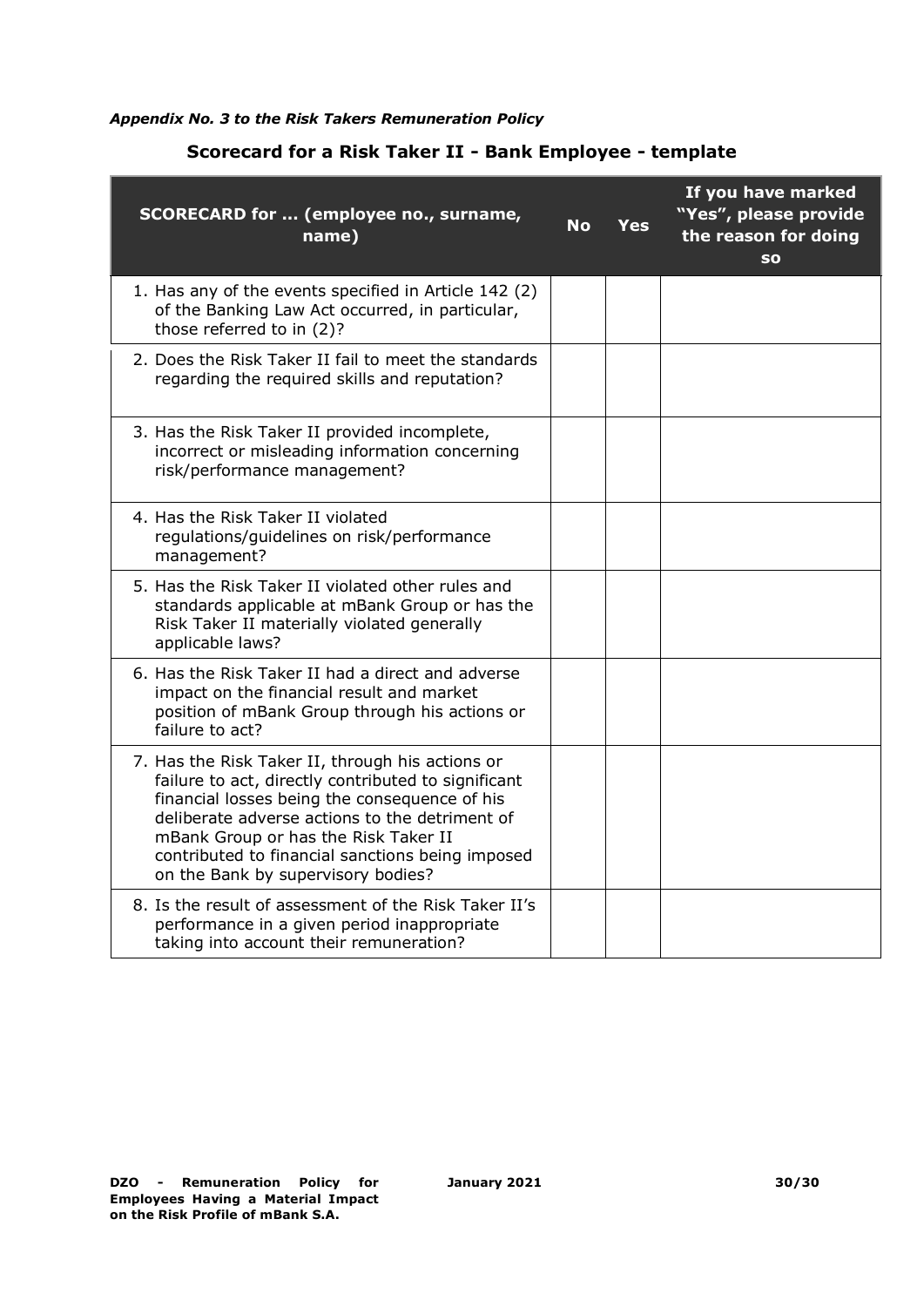*Appendix No. 3 to the Risk Takers Remuneration Policy*

## Scorecard for a Risk Taker II - Bank Employee - template

| SCORECARD for ... (employee no., surname, name) | No | Yes | If you have marked "Yes", please provide the reason for doing so |
|---|---|---|---|
| 1. Has any of the events specified in Article 142 (2) of the Banking Law Act occurred, in particular, those referred to in (2)? | | | |
| 2. Does the Risk Taker II fail to meet the standards regarding the required skills and reputation? | | | |
| 3. Has the Risk Taker II provided incomplete, incorrect or misleading information concerning risk/performance management? | | | |
| 4. Has the Risk Taker II violated regulations/guidelines on risk/performance management? | | | |
| 5. Has the Risk Taker II violated other rules and standards applicable at mBank Group or has the Risk Taker II materially violated generally applicable laws? | | | |
| 6. Has the Risk Taker II had a direct and adverse impact on the financial result and market position of mBank Group through his actions or failure to act? | | | |
| 7. Has the Risk Taker II, through his actions or failure to act, directly contributed to significant financial losses being the consequence of his deliberate adverse actions to the detriment of mBank Group or has the Risk Taker II contributed to financial sanctions being imposed on the Bank by supervisory bodies? | | | |
| 8. Is the result of assessment of the Risk Taker II's performance in a given period inappropriate taking into account their remuneration? | | | |